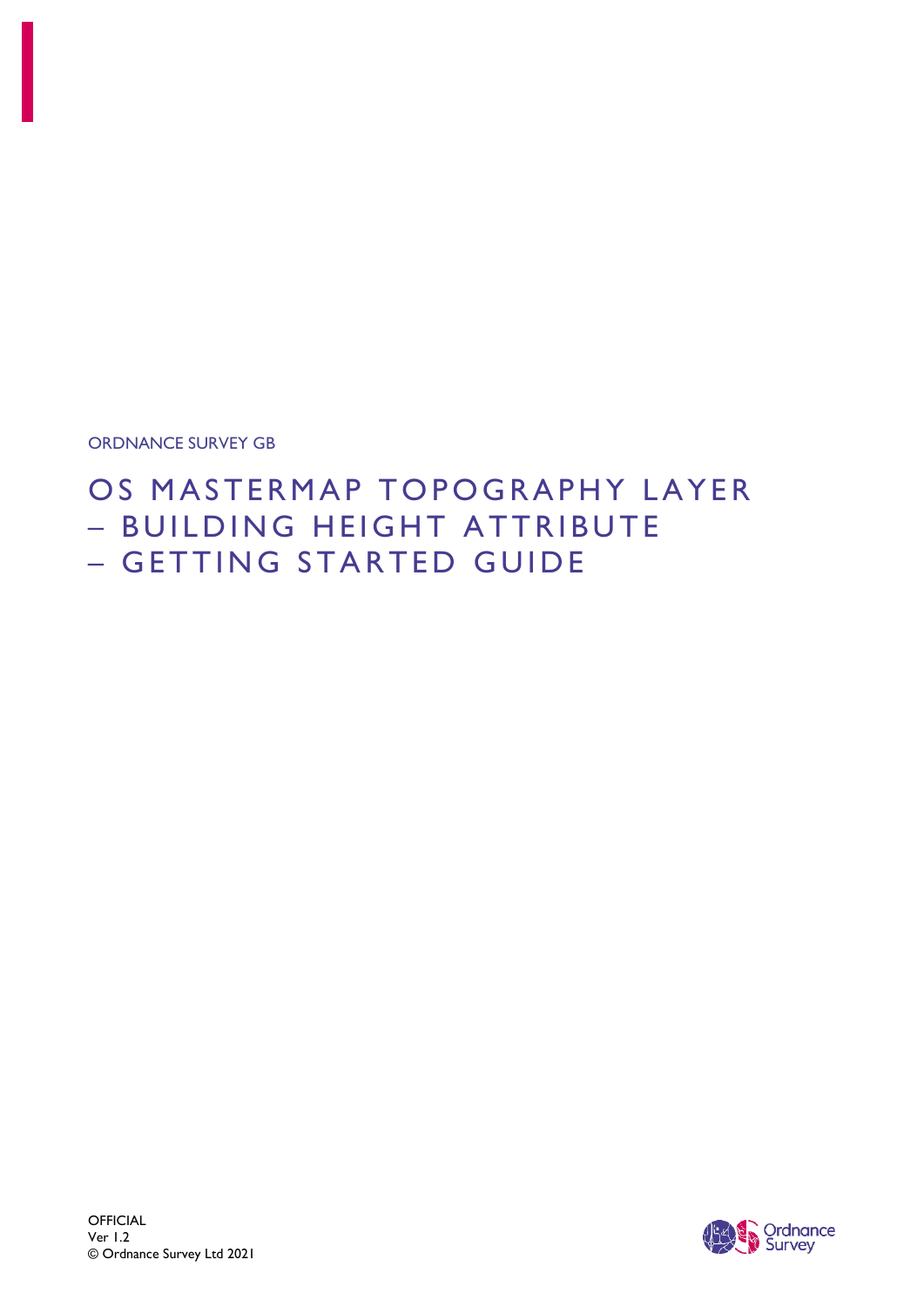ORDNANCE SURVEY GB

# OS MASTERMAP TOPOGRAPHY LAYER – BUILDING HEIGHT ATTRIBUTE – GETTING STARTED GUIDE

OFFICIAL
Ver 1.2
© Ordnance Survey Ltd 2021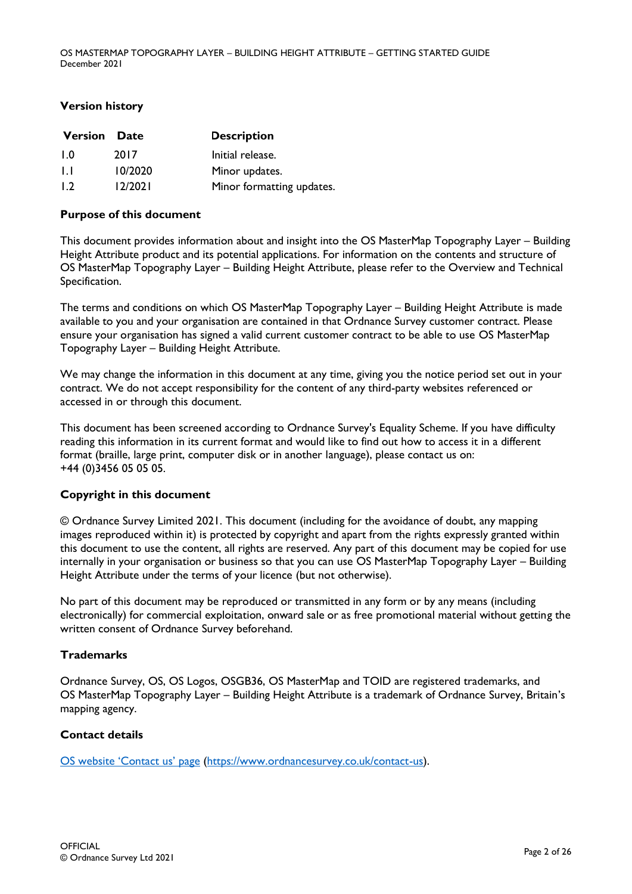## Version history

| Version | Date | Description |
|---|---|---|
| 1.0 | 2017 | Initial release. |
| 1.1 | 10/2020 | Minor updates. |
| 1.2 | 12/2021 | Minor formatting updates. |

## Purpose of this document

This document provides information about and insight into the OS MasterMap Topography Layer – Building Height Attribute product and its potential applications. For information on the contents and structure of OS MasterMap Topography Layer – Building Height Attribute, please refer to the Overview and Technical Specification.

The terms and conditions on which OS MasterMap Topography Layer – Building Height Attribute is made available to you and your organisation are contained in that Ordnance Survey customer contract. Please ensure your organisation has signed a valid current customer contract to be able to use OS MasterMap Topography Layer – Building Height Attribute.

We may change the information in this document at any time, giving you the notice period set out in your contract. We do not accept responsibility for the content of any third-party websites referenced or accessed in or through this document.

This document has been screened according to Ordnance Survey's Equality Scheme. If you have difficulty reading this information in its current format and would like to find out how to access it in a different format (braille, large print, computer disk or in another language), please contact us on: +44 (0)3456 05 05 05.

## Copyright in this document

© Ordnance Survey Limited 2021. This document (including for the avoidance of doubt, any mapping images reproduced within it) is protected by copyright and apart from the rights expressly granted within this document to use the content, all rights are reserved. Any part of this document may be copied for use internally in your organisation or business so that you can use OS MasterMap Topography Layer – Building Height Attribute under the terms of your licence (but not otherwise).

No part of this document may be reproduced or transmitted in any form or by any means (including electronically) for commercial exploitation, onward sale or as free promotional material without getting the written consent of Ordnance Survey beforehand.

## Trademarks

Ordnance Survey, OS, OS Logos, OSGB36, OS MasterMap and TOID are registered trademarks, and OS MasterMap Topography Layer – Building Height Attribute is a trademark of Ordnance Survey, Britain's mapping agency.

## Contact details

[OS website 'Contact us' page](https://www.ordnancesurvey.co.uk/contact-us) (https://www.ordnancesurvey.co.uk/contact-us).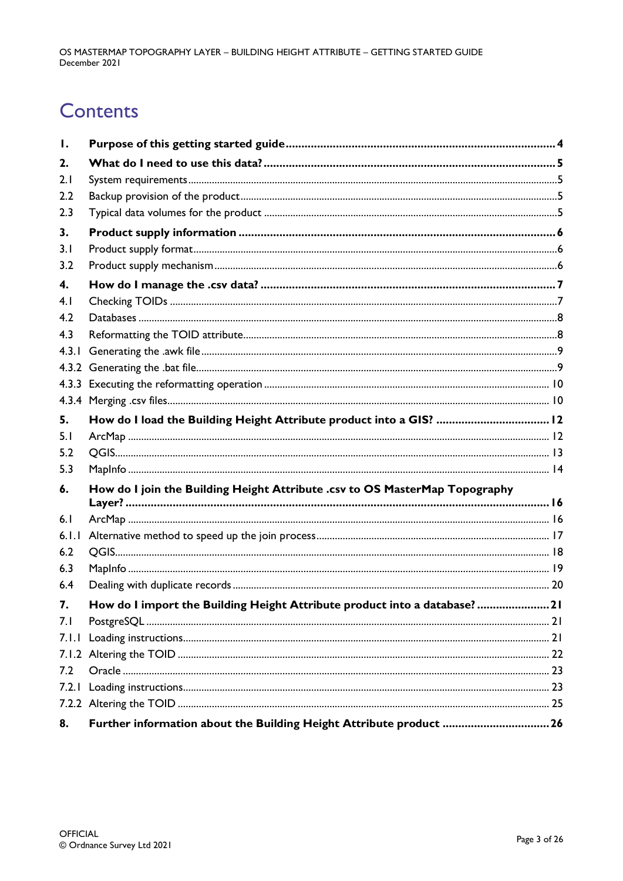# Contents

| | | |
|---|---|---|
| **1.** | **Purpose of this getting started guide** | **4** |
| **2.** | **What do I need to use this data?** | **5** |
| 2.1 | System requirements | 5 |
| 2.2 | Backup provision of the product | 5 |
| 2.3 | Typical data volumes for the product | 5 |
| **3.** | **Product supply information** | **6** |
| 3.1 | Product supply format | 6 |
| 3.2 | Product supply mechanism | 6 |
| **4.** | **How do I manage the .csv data?** | **7** |
| 4.1 | Checking TOIDs | 7 |
| 4.2 | Databases | 8 |
| 4.3 | Reformatting the TOID attribute | 8 |
| 4.3.1 | Generating the .awk file | 9 |
| 4.3.2 | Generating the .bat file | 9 |
| 4.3.3 | Executing the reformatting operation | 10 |
| 4.3.4 | Merging .csv files | 10 |
| **5.** | **How do I load the Building Height Attribute product into a GIS?** | **12** |
| 5.1 | ArcMap | 12 |
| 5.2 | QGIS | 13 |
| 5.3 | MapInfo | 14 |
| **6.** | **How do I join the Building Height Attribute .csv to OS MasterMap Topography Layer?** | **16** |
| 6.1 | ArcMap | 16 |
| 6.1.1 | Alternative method to speed up the join process | 17 |
| 6.2 | QGIS | 18 |
| 6.3 | MapInfo | 19 |
| 6.4 | Dealing with duplicate records | 20 |
| **7.** | **How do I import the Building Height Attribute product into a database?** | **21** |
| 7.1 | PostgreSQL | 21 |
| 7.1.1 | Loading instructions | 21 |
| 7.1.2 | Altering the TOID | 22 |
| 7.2 | Oracle | 23 |
| 7.2.1 | Loading instructions | 23 |
| 7.2.2 | Altering the TOID | 25 |
| **8.** | **Further information about the Building Height Attribute product** | **26** |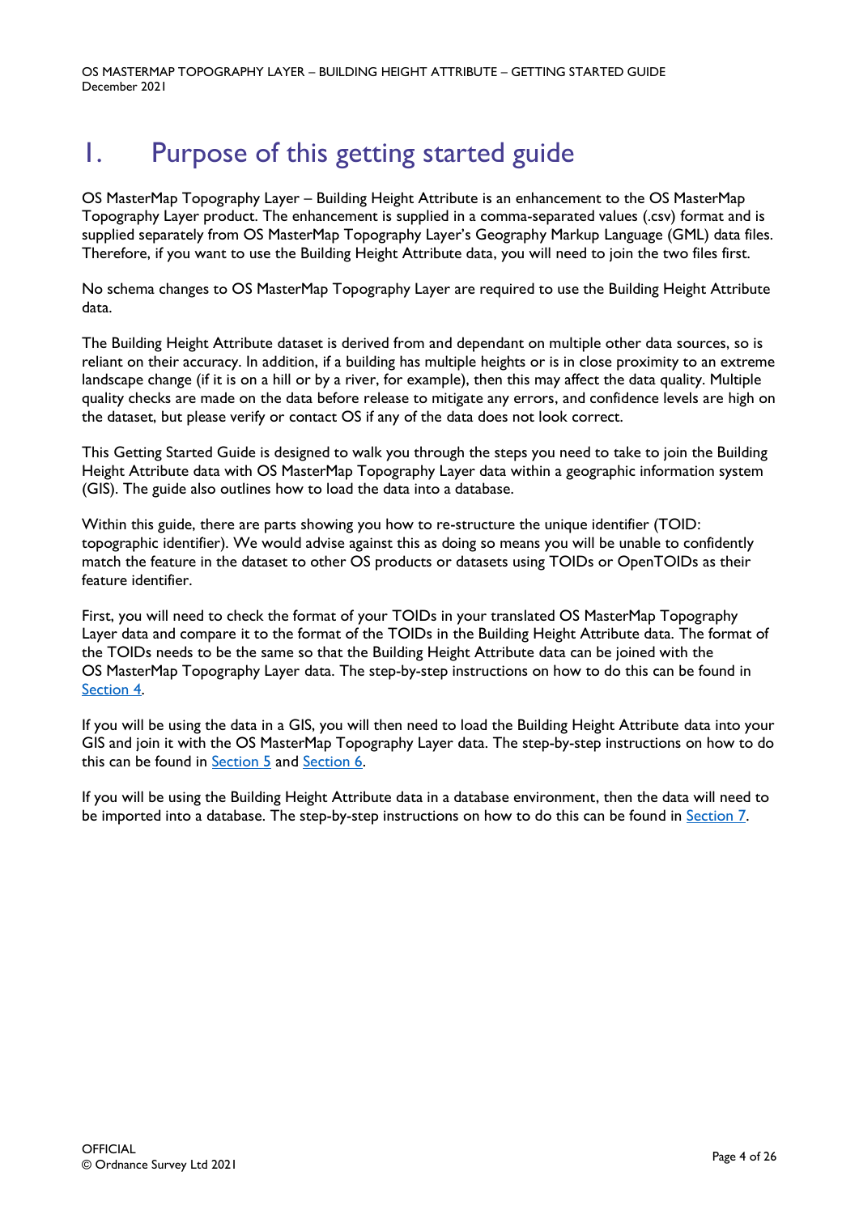# 1. Purpose of this getting started guide

OS MasterMap Topography Layer – Building Height Attribute is an enhancement to the OS MasterMap Topography Layer product. The enhancement is supplied in a comma-separated values (.csv) format and is supplied separately from OS MasterMap Topography Layer's Geography Markup Language (GML) data files. Therefore, if you want to use the Building Height Attribute data, you will need to join the two files first.

No schema changes to OS MasterMap Topography Layer are required to use the Building Height Attribute data.

The Building Height Attribute dataset is derived from and dependant on multiple other data sources, so is reliant on their accuracy. In addition, if a building has multiple heights or is in close proximity to an extreme landscape change (if it is on a hill or by a river, for example), then this may affect the data quality. Multiple quality checks are made on the data before release to mitigate any errors, and confidence levels are high on the dataset, but please verify or contact OS if any of the data does not look correct.

This Getting Started Guide is designed to walk you through the steps you need to take to join the Building Height Attribute data with OS MasterMap Topography Layer data within a geographic information system (GIS). The guide also outlines how to load the data into a database.

Within this guide, there are parts showing you how to re-structure the unique identifier (TOID: topographic identifier). We would advise against this as doing so means you will be unable to confidently match the feature in the dataset to other OS products or datasets using TOIDs or OpenTOIDs as their feature identifier.

First, you will need to check the format of your TOIDs in your translated OS MasterMap Topography Layer data and compare it to the format of the TOIDs in the Building Height Attribute data. The format of the TOIDs needs to be the same so that the Building Height Attribute data can be joined with the OS MasterMap Topography Layer data. The step-by-step instructions on how to do this can be found in Section 4.

If you will be using the data in a GIS, you will then need to load the Building Height Attribute data into your GIS and join it with the OS MasterMap Topography Layer data. The step-by-step instructions on how to do this can be found in Section 5 and Section 6.

If you will be using the Building Height Attribute data in a database environment, then the data will need to be imported into a database. The step-by-step instructions on how to do this can be found in Section 7.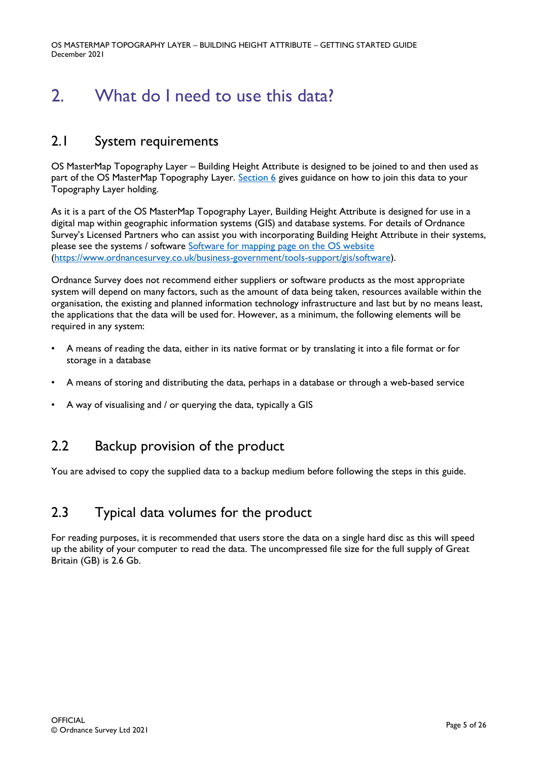# 2. What do I need to use this data?

## 2.1 System requirements

OS MasterMap Topography Layer – Building Height Attribute is designed to be joined to and then used as part of the OS MasterMap Topography Layer. [Section 6](#) gives guidance on how to join this data to your Topography Layer holding.

As it is a part of the OS MasterMap Topography Layer, Building Height Attribute is designed for use in a digital map within geographic information systems (GIS) and database systems. For details of Ordnance Survey's Licensed Partners who can assist you with incorporating Building Height Attribute in their systems, please see the systems / software [Software for mapping page on the OS website](https://www.ordnancesurvey.co.uk/business-government/tools-support/gis/software) (https://www.ordnancesurvey.co.uk/business-government/tools-support/gis/software).

Ordnance Survey does not recommend either suppliers or software products as the most appropriate system will depend on many factors, such as the amount of data being taken, resources available within the organisation, the existing and planned information technology infrastructure and last but by no means least, the applications that the data will be used for. However, as a minimum, the following elements will be required in any system:

- A means of reading the data, either in its native format or by translating it into a file format or for storage in a database
- A means of storing and distributing the data, perhaps in a database or through a web-based service
- A way of visualising and / or querying the data, typically a GIS

## 2.2 Backup provision of the product

You are advised to copy the supplied data to a backup medium before following the steps in this guide.

## 2.3 Typical data volumes for the product

For reading purposes, it is recommended that users store the data on a single hard disc as this will speed up the ability of your computer to read the data. The uncompressed file size for the full supply of Great Britain (GB) is 2.6 Gb.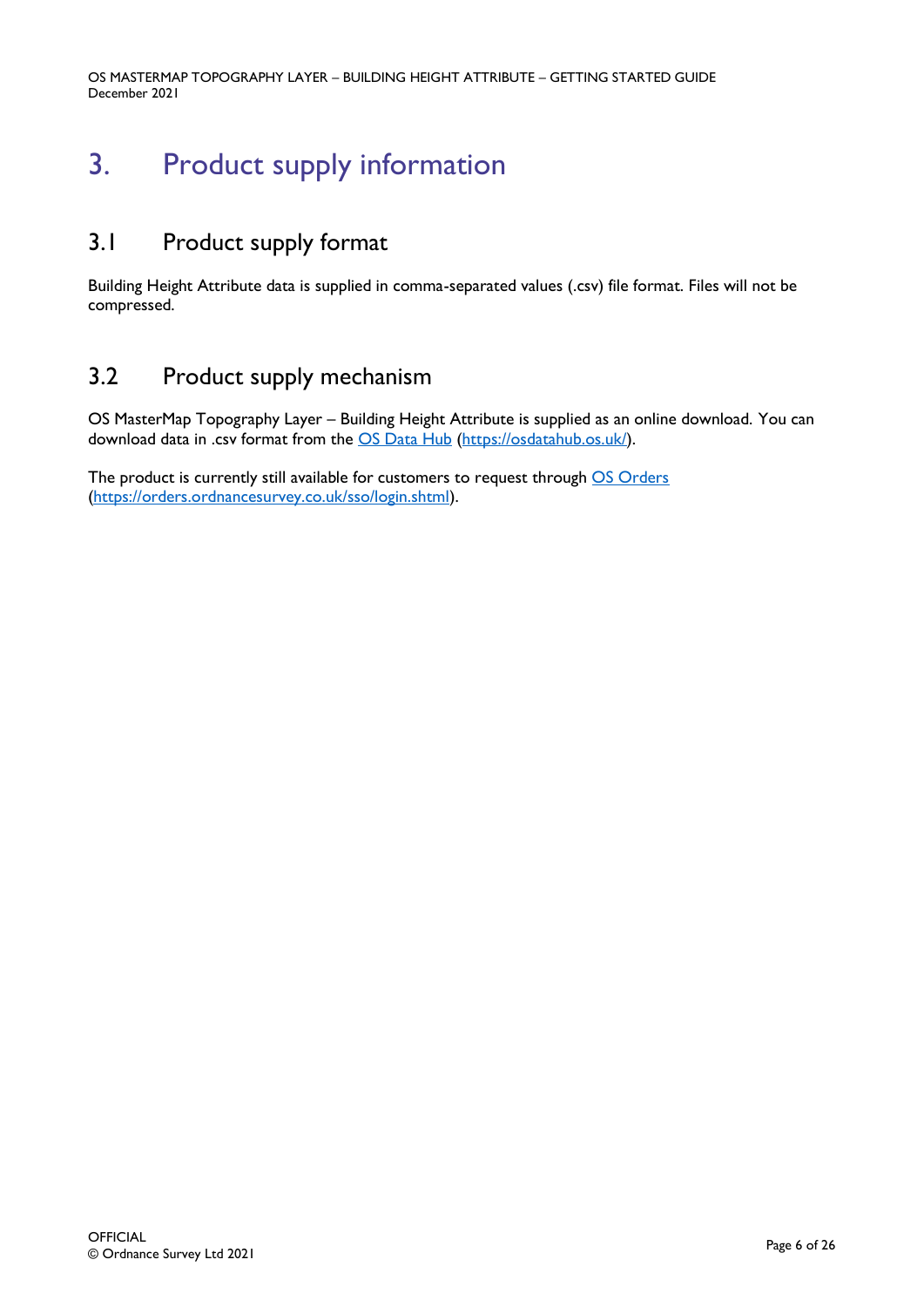# 3. Product supply information

## 3.1 Product supply format

Building Height Attribute data is supplied in comma-separated values (.csv) file format. Files will not be compressed.

## 3.2 Product supply mechanism

OS MasterMap Topography Layer – Building Height Attribute is supplied as an online download. You can download data in .csv format from the [OS Data Hub](https://osdatahub.os.uk/) (https://osdatahub.os.uk/).

The product is currently still available for customers to request through [OS Orders](https://orders.ordnancesurvey.co.uk/sso/login.shtml) (https://orders.ordnancesurvey.co.uk/sso/login.shtml).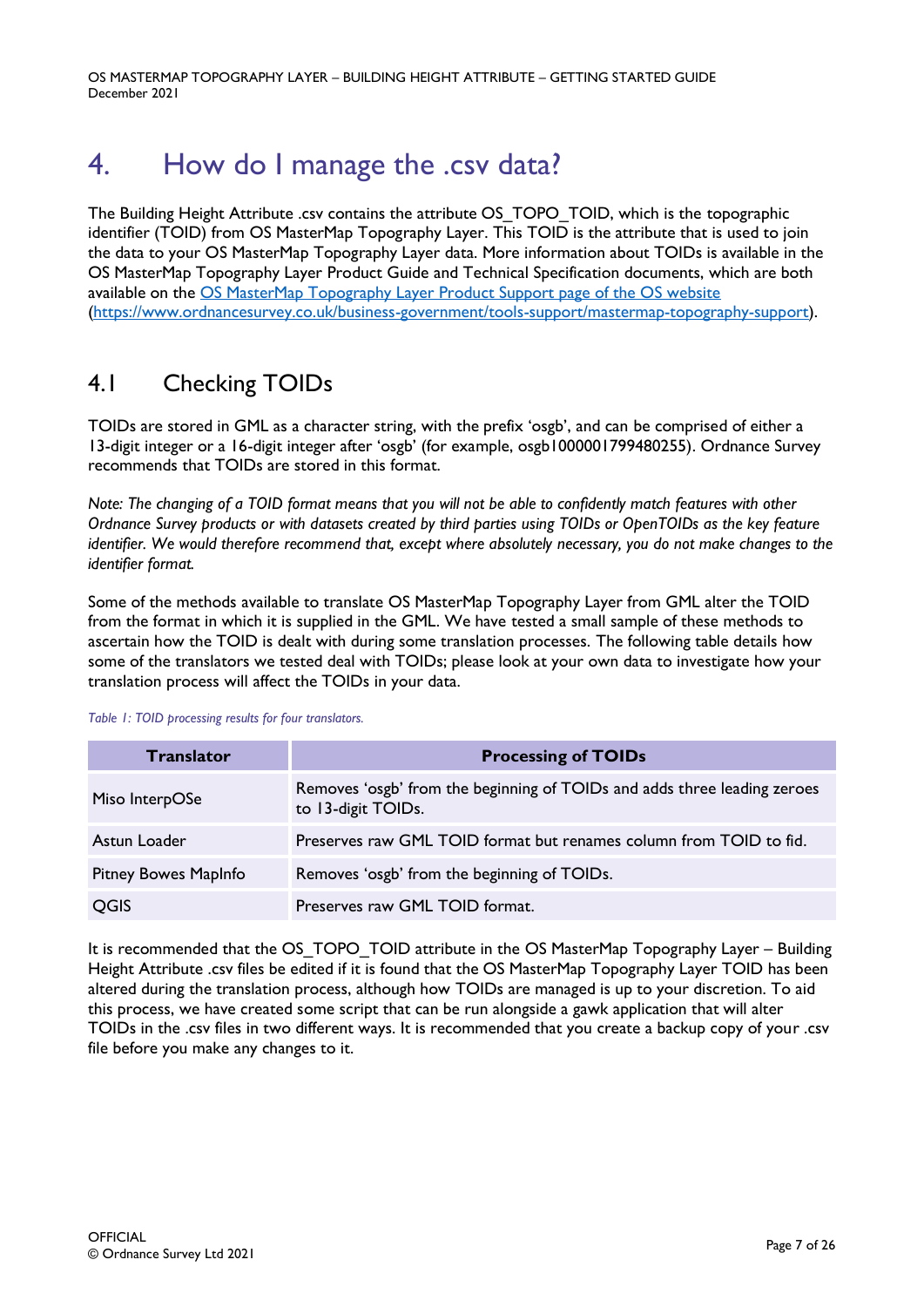# 4. How do I manage the .csv data?

The Building Height Attribute .csv contains the attribute OS_TOPO_TOID, which is the topographic identifier (TOID) from OS MasterMap Topography Layer. This TOID is the attribute that is used to join the data to your OS MasterMap Topography Layer data. More information about TOIDs is available in the OS MasterMap Topography Layer Product Guide and Technical Specification documents, which are both available on the [OS MasterMap Topography Layer Product Support page of the OS website](https://www.ordnancesurvey.co.uk/business-government/tools-support/mastermap-topography-support) (https://www.ordnancesurvey.co.uk/business-government/tools-support/mastermap-topography-support).

## 4.1 Checking TOIDs

TOIDs are stored in GML as a character string, with the prefix 'osgb', and can be comprised of either a 13-digit integer or a 16-digit integer after 'osgb' (for example, osgb1000001799480255). Ordnance Survey recommends that TOIDs are stored in this format.

*Note: The changing of a TOID format means that you will not be able to confidently match features with other Ordnance Survey products or with datasets created by third parties using TOIDs or OpenTOIDs as the key feature identifier. We would therefore recommend that, except where absolutely necessary, you do not make changes to the identifier format.*

Some of the methods available to translate OS MasterMap Topography Layer from GML alter the TOID from the format in which it is supplied in the GML. We have tested a small sample of these methods to ascertain how the TOID is dealt with during some translation processes. The following table details how some of the translators we tested deal with TOIDs; please look at your own data to investigate how your translation process will affect the TOIDs in your data.

*Table 1: TOID processing results for four translators.*

| Translator | Processing of TOIDs |
|---|---|
| Miso InterpOSe | Removes 'osgb' from the beginning of TOIDs and adds three leading zeroes to 13-digit TOIDs. |
| Astun Loader | Preserves raw GML TOID format but renames column from TOID to fid. |
| Pitney Bowes MapInfo | Removes 'osgb' from the beginning of TOIDs. |
| QGIS | Preserves raw GML TOID format. |

It is recommended that the OS_TOPO_TOID attribute in the OS MasterMap Topography Layer – Building Height Attribute .csv files be edited if it is found that the OS MasterMap Topography Layer TOID has been altered during the translation process, although how TOIDs are managed is up to your discretion. To aid this process, we have created some script that can be run alongside a gawk application that will alter TOIDs in the .csv files in two different ways. It is recommended that you create a backup copy of your .csv file before you make any changes to it.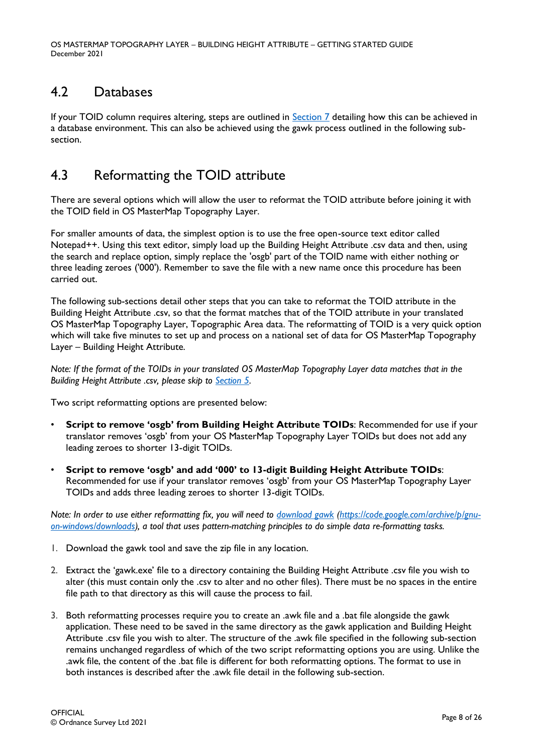## 4.2 Databases

If your TOID column requires altering, steps are outlined in [Section 7](#) detailing how this can be achieved in a database environment. This can also be achieved using the gawk process outlined in the following sub-section.

## 4.3 Reformatting the TOID attribute

There are several options which will allow the user to reformat the TOID attribute before joining it with the TOID field in OS MasterMap Topography Layer.

For smaller amounts of data, the simplest option is to use the free open-source text editor called Notepad++. Using this text editor, simply load up the Building Height Attribute .csv data and then, using the search and replace option, simply replace the 'osgb' part of the TOID name with either nothing or three leading zeroes ('000'). Remember to save the file with a new name once this procedure has been carried out.

The following sub-sections detail other steps that you can take to reformat the TOID attribute in the Building Height Attribute .csv, so that the format matches that of the TOID attribute in your translated OS MasterMap Topography Layer, Topographic Area data. The reformatting of TOID is a very quick option which will take five minutes to set up and process on a national set of data for OS MasterMap Topography Layer – Building Height Attribute.

*Note: If the format of the TOIDs in your translated OS MasterMap Topography Layer data matches that in the Building Height Attribute .csv, please skip to [Section 5](#).*

Two script reformatting options are presented below:

- **Script to remove 'osgb' from Building Height Attribute TOIDs**: Recommended for use if your translator removes 'osgb' from your OS MasterMap Topography Layer TOIDs but does not add any leading zeroes to shorter 13-digit TOIDs.
- **Script to remove 'osgb' and add '000' to 13-digit Building Height Attribute TOIDs**: Recommended for use if your translator removes 'osgb' from your OS MasterMap Topography Layer TOIDs and adds three leading zeroes to shorter 13-digit TOIDs.

*Note: In order to use either reformatting fix, you will need to [download gawk](https://code.google.com/archive/p/gnu-on-windows/downloads) ([https://code.google.com/archive/p/gnu-on-windows/downloads](https://code.google.com/archive/p/gnu-on-windows/downloads)), a tool that uses pattern-matching principles to do simple data re-formatting tasks.*

1. Download the gawk tool and save the zip file in any location.
2. Extract the 'gawk.exe' file to a directory containing the Building Height Attribute .csv file you wish to alter (this must contain only the .csv to alter and no other files). There must be no spaces in the entire file path to that directory as this will cause the process to fail.
3. Both reformatting processes require you to create an .awk file and a .bat file alongside the gawk application. These need to be saved in the same directory as the gawk application and Building Height Attribute .csv file you wish to alter. The structure of the .awk file specified in the following sub-section remains unchanged regardless of which of the two script reformatting options you are using. Unlike the .awk file, the content of the .bat file is different for both reformatting options. The format to use in both instances is described after the .awk file detail in the following sub-section.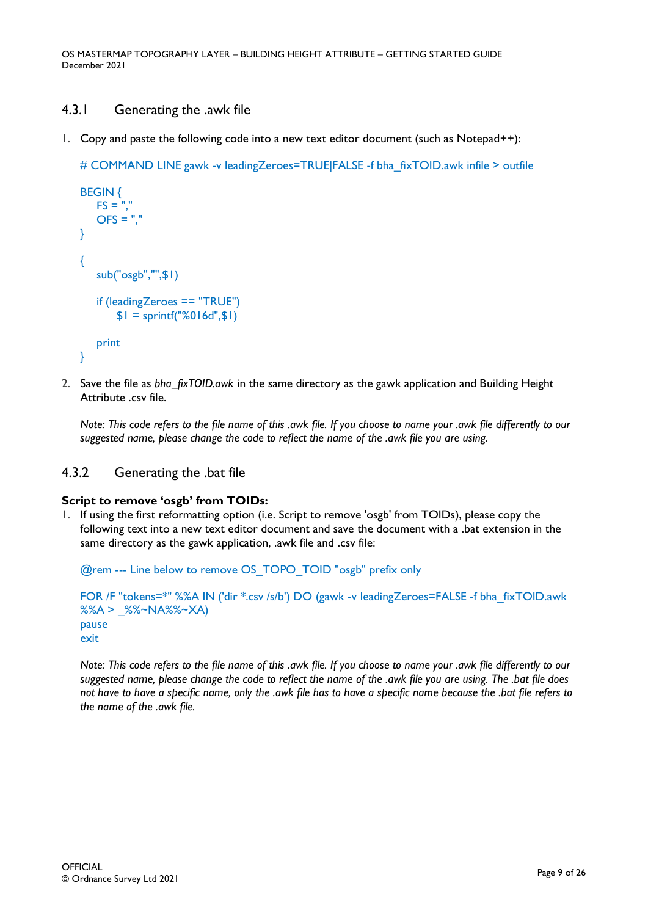### 4.3.1 Generating the .awk file

1. Copy and paste the following code into a new text editor document (such as Notepad++):

```
# COMMAND LINE gawk -v leadingZeroes=TRUE|FALSE -f bha_fixTOID.awk infile > outfile

BEGIN {
    FS = ","
    OFS = ","
}

{
    sub("osgb","",$1)

    if (leadingZeroes == "TRUE")
        $1 = sprintf("%016d",$1)

    print
}
```

2. Save the file as *bha_fixTOID.awk* in the same directory as the gawk application and Building Height Attribute .csv file.

   *Note: This code refers to the file name of this .awk file. If you choose to name your .awk file differently to our suggested name, please change the code to reflect the name of the .awk file you are using.*

### 4.3.2 Generating the .bat file

**Script to remove 'osgb' from TOIDs:**

1. If using the first reformatting option (i.e. Script to remove 'osgb' from TOIDs), please copy the following text into a new text editor document and save the document with a .bat extension in the same directory as the gawk application, .awk file and .csv file:

```
@rem --- Line below to remove OS_TOPO_TOID "osgb" prefix only

FOR /F "tokens=*" %%A IN ('dir *.csv /s/b') DO (gawk -v leadingZeroes=FALSE -f bha_fixTOID.awk %%A > _%%~NA%%~XA)
pause
exit
```

   *Note: This code refers to the file name of this .awk file. If you choose to name your .awk file differently to our suggested name, please change the code to reflect the name of the .awk file you are using. The .bat file does not have to have a specific name, only the .awk file has to have a specific name because the .bat file refers to the name of the .awk file.*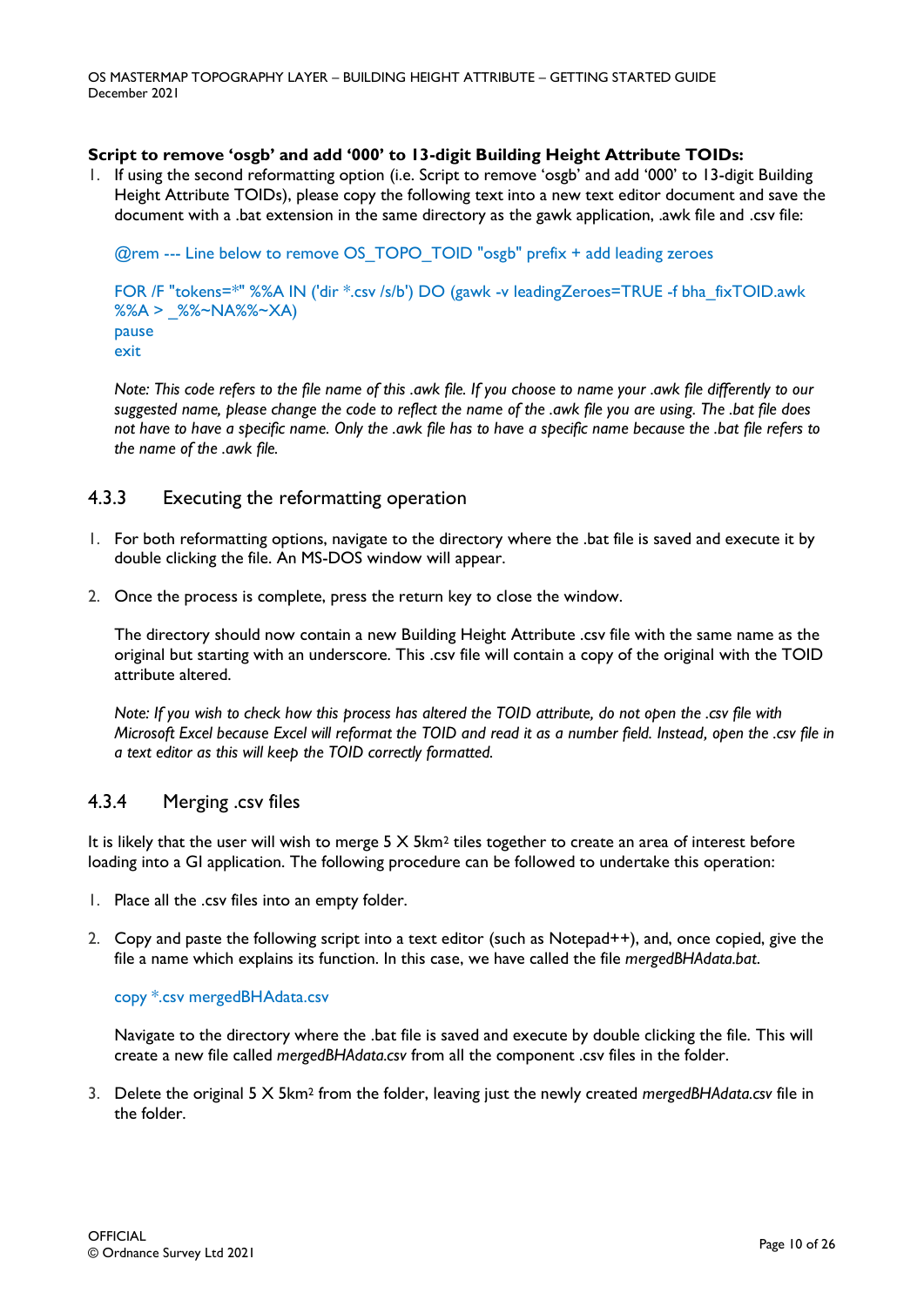**Script to remove 'osgb' and add '000' to 13-digit Building Height Attribute TOIDs:**

1. If using the second reformatting option (i.e. Script to remove 'osgb' and add '000' to 13-digit Building Height Attribute TOIDs), please copy the following text into a new text editor document and save the document with a .bat extension in the same directory as the gawk application, .awk file and .csv file:

```
@rem --- Line below to remove OS_TOPO_TOID "osgb" prefix + add leading zeroes

FOR /F "tokens=*" %%A IN ('dir *.csv /s/b') DO (gawk -v leadingZeroes=TRUE -f bha_fixTOID.awk %%A > _%%~NA%%~XA)
pause
exit
```

*Note: This code refers to the file name of this .awk file. If you choose to name your .awk file differently to our suggested name, please change the code to reflect the name of the .awk file you are using. The .bat file does not have to have a specific name. Only the .awk file has to have a specific name because the .bat file refers to the name of the .awk file.*

### 4.3.3 Executing the reformatting operation

1. For both reformatting options, navigate to the directory where the .bat file is saved and execute it by double clicking the file. An MS-DOS window will appear.

2. Once the process is complete, press the return key to close the window.

   The directory should now contain a new Building Height Attribute .csv file with the same name as the original but starting with an underscore. This .csv file will contain a copy of the original with the TOID attribute altered.

   *Note: If you wish to check how this process has altered the TOID attribute, do not open the .csv file with Microsoft Excel because Excel will reformat the TOID and read it as a number field. Instead, open the .csv file in a text editor as this will keep the TOID correctly formatted.*

### 4.3.4 Merging .csv files

It is likely that the user will wish to merge 5 X 5km² tiles together to create an area of interest before loading into a GI application. The following procedure can be followed to undertake this operation:

1. Place all the .csv files into an empty folder.

2. Copy and paste the following script into a text editor (such as Notepad++), and, once copied, give the file a name which explains its function. In this case, we have called the file *mergedBHAdata.bat*.

   ```
   copy *.csv mergedBHAdata.csv
   ```

   Navigate to the directory where the .bat file is saved and execute by double clicking the file. This will create a new file called *mergedBHAdata.csv* from all the component .csv files in the folder.

3. Delete the original 5 X 5km² from the folder, leaving just the newly created *mergedBHAdata.csv* file in the folder.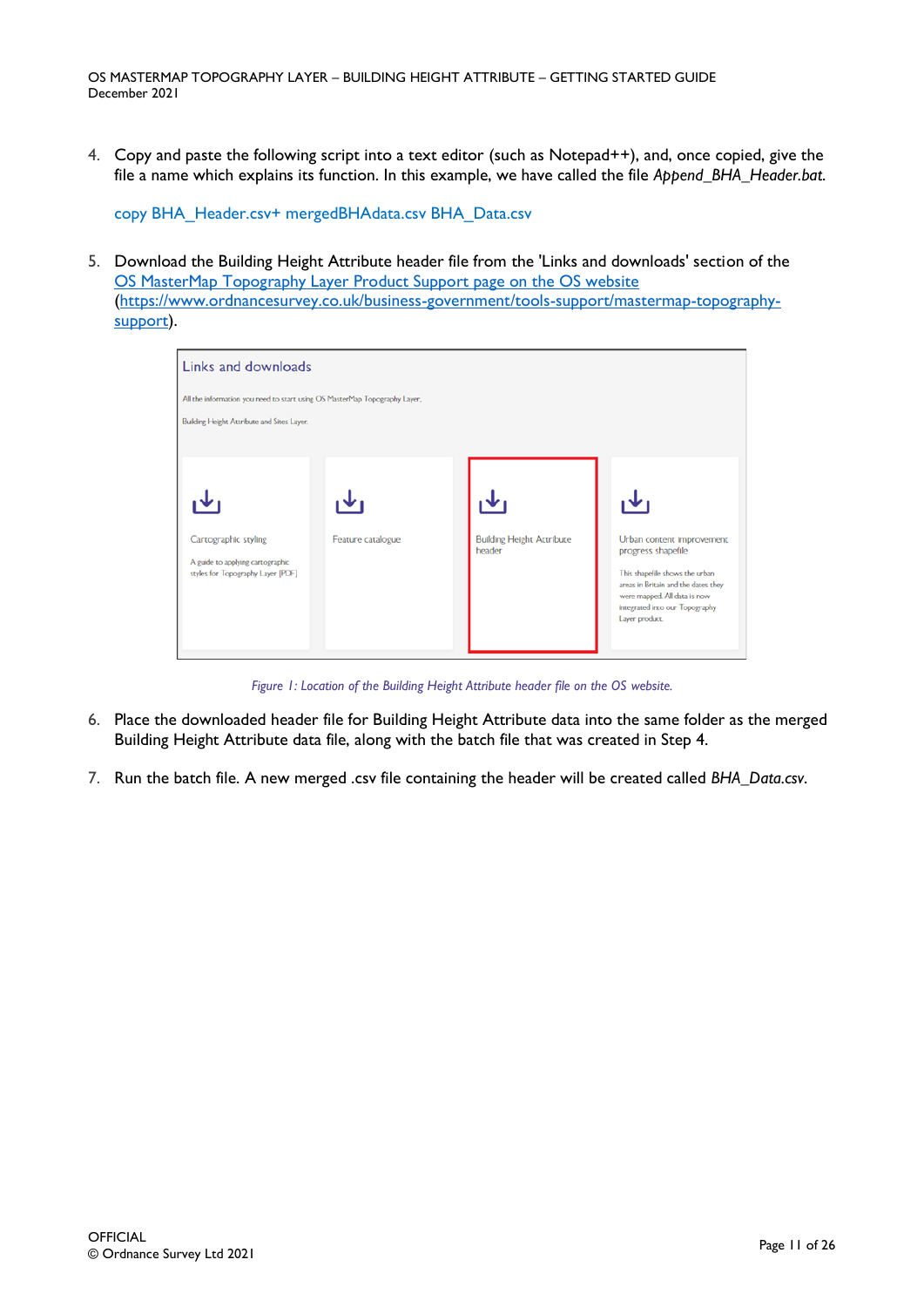4. Copy and paste the following script into a text editor (such as Notepad++), and, once copied, give the file a name which explains its function. In this example, we have called the file *Append_BHA_Header.bat*.

   ```
   copy BHA_Header.csv+ mergedBHAdata.csv BHA_Data.csv
   ```

5. Download the Building Height Attribute header file from the 'Links and downloads' section of the [OS MasterMap Topography Layer Product Support page on the OS website](https://www.ordnancesurvey.co.uk/business-government/tools-support/mastermap-topography-support) ([https://www.ordnancesurvey.co.uk/business-government/tools-support/mastermap-topography-support](https://www.ordnancesurvey.co.uk/business-government/tools-support/mastermap-topography-support)).

*Figure 1: Location of the Building Height Attribute header file on the OS website.*

6. Place the downloaded header file for Building Height Attribute data into the same folder as the merged Building Height Attribute data file, along with the batch file that was created in Step 4.

7. Run the batch file. A new merged .csv file containing the header will be created called *BHA_Data.csv*.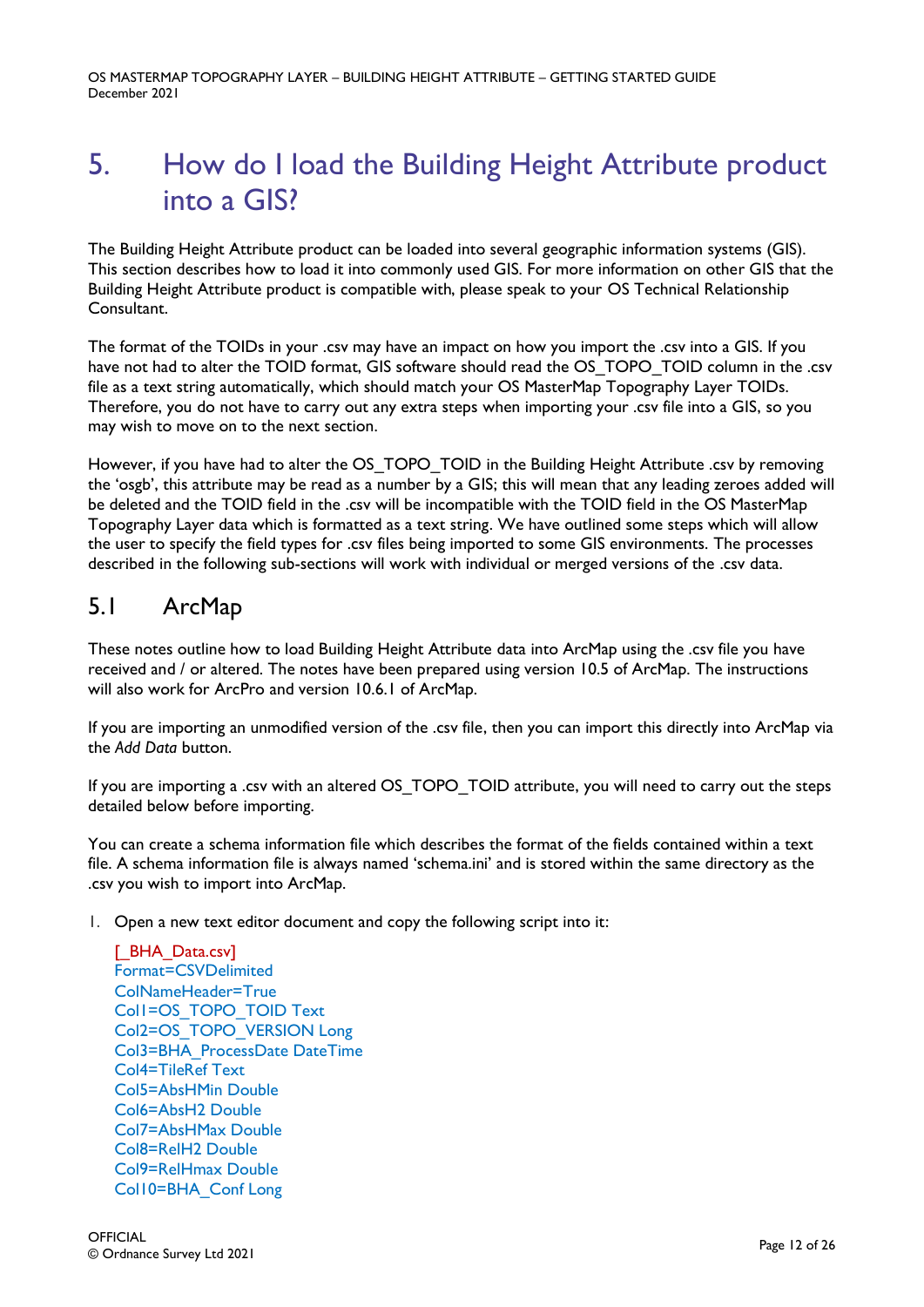# 5. How do I load the Building Height Attribute product into a GIS?

The Building Height Attribute product can be loaded into several geographic information systems (GIS). This section describes how to load it into commonly used GIS. For more information on other GIS that the Building Height Attribute product is compatible with, please speak to your OS Technical Relationship Consultant.

The format of the TOIDs in your .csv may have an impact on how you import the .csv into a GIS. If you have not had to alter the TOID format, GIS software should read the OS_TOPO_TOID column in the .csv file as a text string automatically, which should match your OS MasterMap Topography Layer TOIDs. Therefore, you do not have to carry out any extra steps when importing your .csv file into a GIS, so you may wish to move on to the next section.

However, if you have had to alter the OS_TOPO_TOID in the Building Height Attribute .csv by removing the 'osgb', this attribute may be read as a number by a GIS; this will mean that any leading zeroes added will be deleted and the TOID field in the .csv will be incompatible with the TOID field in the OS MasterMap Topography Layer data which is formatted as a text string. We have outlined some steps which will allow the user to specify the field types for .csv files being imported to some GIS environments. The processes described in the following sub-sections will work with individual or merged versions of the .csv data.

## 5.1 ArcMap

These notes outline how to load Building Height Attribute data into ArcMap using the .csv file you have received and / or altered. The notes have been prepared using version 10.5 of ArcMap. The instructions will also work for ArcPro and version 10.6.1 of ArcMap.

If you are importing an unmodified version of the .csv file, then you can import this directly into ArcMap via the *Add Data* button.

If you are importing a .csv with an altered OS_TOPO_TOID attribute, you will need to carry out the steps detailed below before importing.

You can create a schema information file which describes the format of the fields contained within a text file. A schema information file is always named 'schema.ini' and is stored within the same directory as the .csv you wish to import into ArcMap.

1. Open a new text editor document and copy the following script into it:

```
[_BHA_Data.csv]
Format=CSVDelimited
ColNameHeader=True
Col1=OS_TOPO_TOID Text
Col2=OS_TOPO_VERSION Long
Col3=BHA_ProcessDate DateTime
Col4=TileRef Text
Col5=AbsHMin Double
Col6=AbsH2 Double
Col7=AbsHMax Double
Col8=RelH2 Double
Col9=RelHmax Double
Col10=BHA_Conf Long
```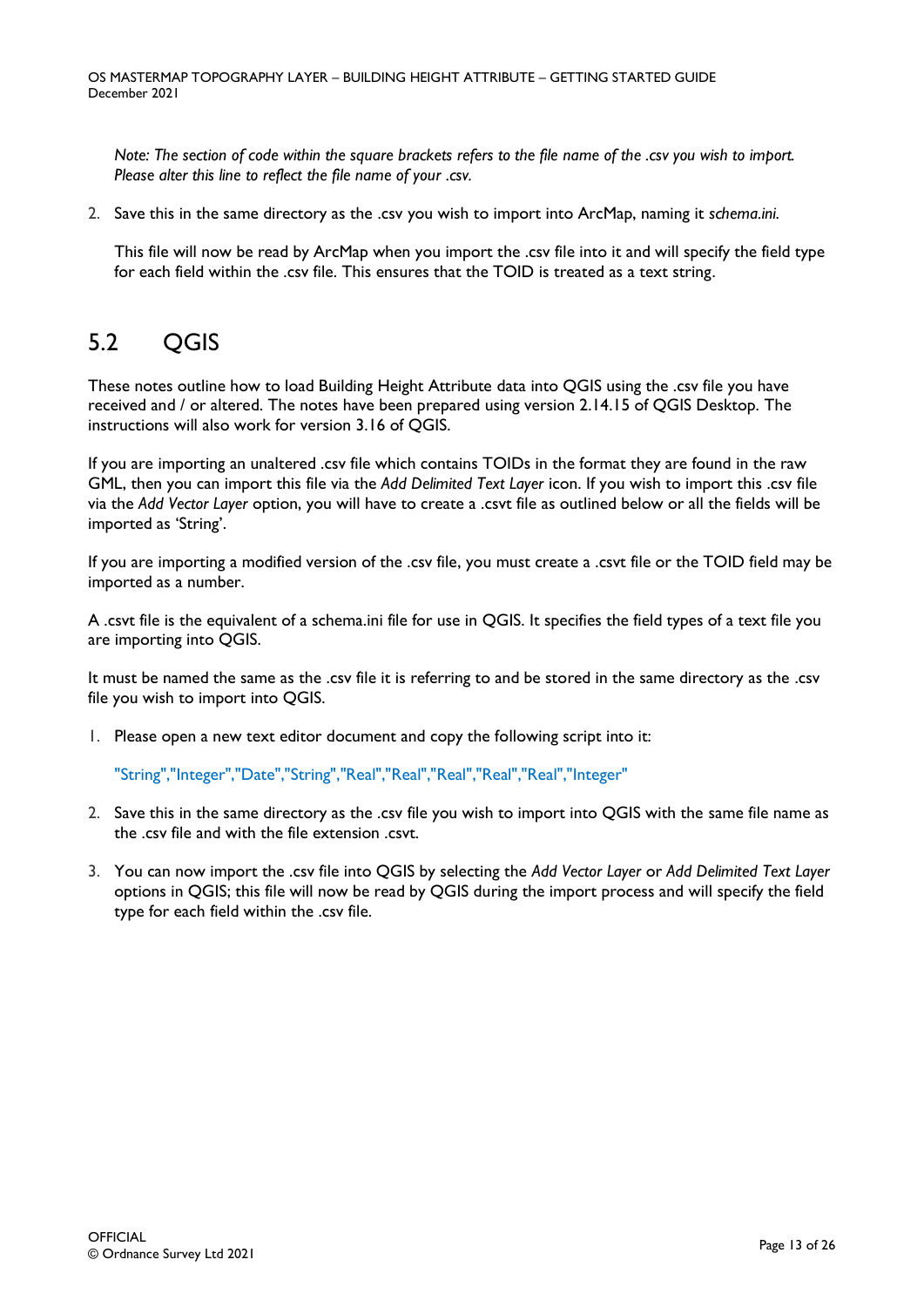*Note: The section of code within the square brackets refers to the file name of the .csv you wish to import. Please alter this line to reflect the file name of your .csv.*

2. Save this in the same directory as the .csv you wish to import into ArcMap, naming it *schema.ini.*

   This file will now be read by ArcMap when you import the .csv file into it and will specify the field type for each field within the .csv file. This ensures that the TOID is treated as a text string.

## 5.2 QGIS

These notes outline how to load Building Height Attribute data into QGIS using the .csv file you have received and / or altered. The notes have been prepared using version 2.14.15 of QGIS Desktop. The instructions will also work for version 3.16 of QGIS.

If you are importing an unaltered .csv file which contains TOIDs in the format they are found in the raw GML, then you can import this file via the *Add Delimited Text Layer* icon. If you wish to import this .csv file via the *Add Vector Layer* option, you will have to create a .csvt file as outlined below or all the fields will be imported as 'String'.

If you are importing a modified version of the .csv file, you must create a .csvt file or the TOID field may be imported as a number.

A .csvt file is the equivalent of a schema.ini file for use in QGIS. It specifies the field types of a text file you are importing into QGIS.

It must be named the same as the .csv file it is referring to and be stored in the same directory as the .csv file you wish to import into QGIS.

1. Please open a new text editor document and copy the following script into it:

   ```
   "String","Integer","Date","String","Real","Real","Real","Real","Real","Integer"
   ```

2. Save this in the same directory as the .csv file you wish to import into QGIS with the same file name as the .csv file and with the file extension .csvt.

3. You can now import the .csv file into QGIS by selecting the *Add Vector Layer* or *Add Delimited Text Layer* options in QGIS; this file will now be read by QGIS during the import process and will specify the field type for each field within the .csv file.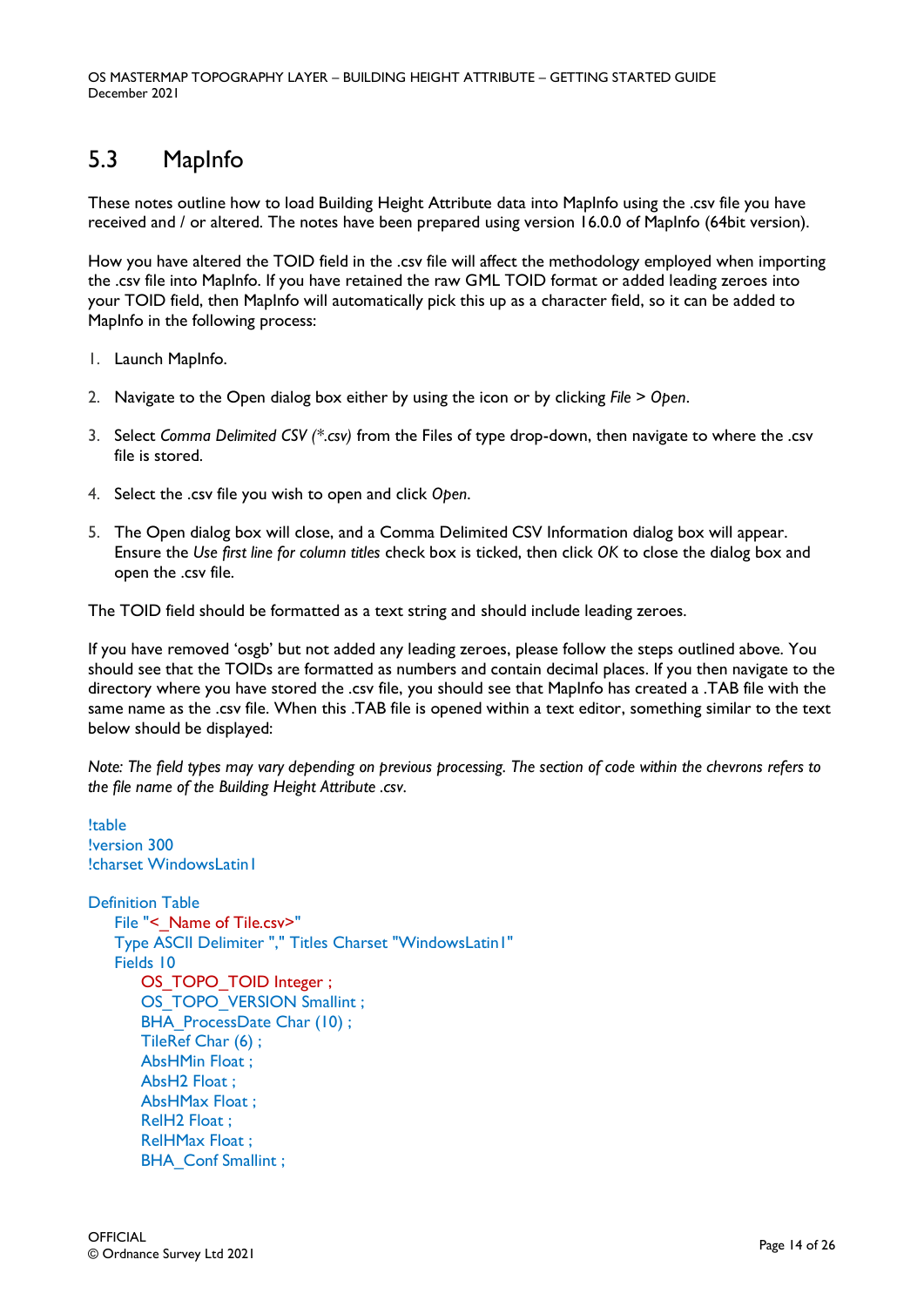## 5.3 MapInfo

These notes outline how to load Building Height Attribute data into MapInfo using the .csv file you have received and / or altered. The notes have been prepared using version 16.0.0 of MapInfo (64bit version).

How you have altered the TOID field in the .csv file will affect the methodology employed when importing the .csv file into MapInfo. If you have retained the raw GML TOID format or added leading zeroes into your TOID field, then MapInfo will automatically pick this up as a character field, so it can be added to MapInfo in the following process:

1. Launch MapInfo.
2. Navigate to the Open dialog box either by using the icon or by clicking *File* > *Open*.
3. Select *Comma Delimited CSV (*.csv)* from the Files of type drop-down, then navigate to where the .csv file is stored.
4. Select the .csv file you wish to open and click *Open*.
5. The Open dialog box will close, and a Comma Delimited CSV Information dialog box will appear. Ensure the *Use first line for column titles* check box is ticked, then click *OK* to close the dialog box and open the .csv file.

The TOID field should be formatted as a text string and should include leading zeroes.

If you have removed 'osgb' but not added any leading zeroes, please follow the steps outlined above. You should see that the TOIDs are formatted as numbers and contain decimal places. If you then navigate to the directory where you have stored the .csv file, you should see that MapInfo has created a .TAB file with the same name as the .csv file. When this .TAB file is opened within a text editor, something similar to the text below should be displayed:

*Note: The field types may vary depending on previous processing. The section of code within the chevrons refers to the file name of the Building Height Attribute .csv.*

```
!table
!version 300
!charset WindowsLatin1

Definition Table
    File "<_Name of Tile.csv>"
    Type ASCII Delimiter "," Titles Charset "WindowsLatin1"
    Fields 10
        OS_TOPO_TOID Integer ;
        OS_TOPO_VERSION Smallint ;
        BHA_ProcessDate Char (10) ;
        TileRef Char (6) ;
        AbsHMin Float ;
        AbsH2 Float ;
        AbsHMax Float ;
        RelH2 Float ;
        RelHMax Float ;
        BHA_Conf Smallint ;
```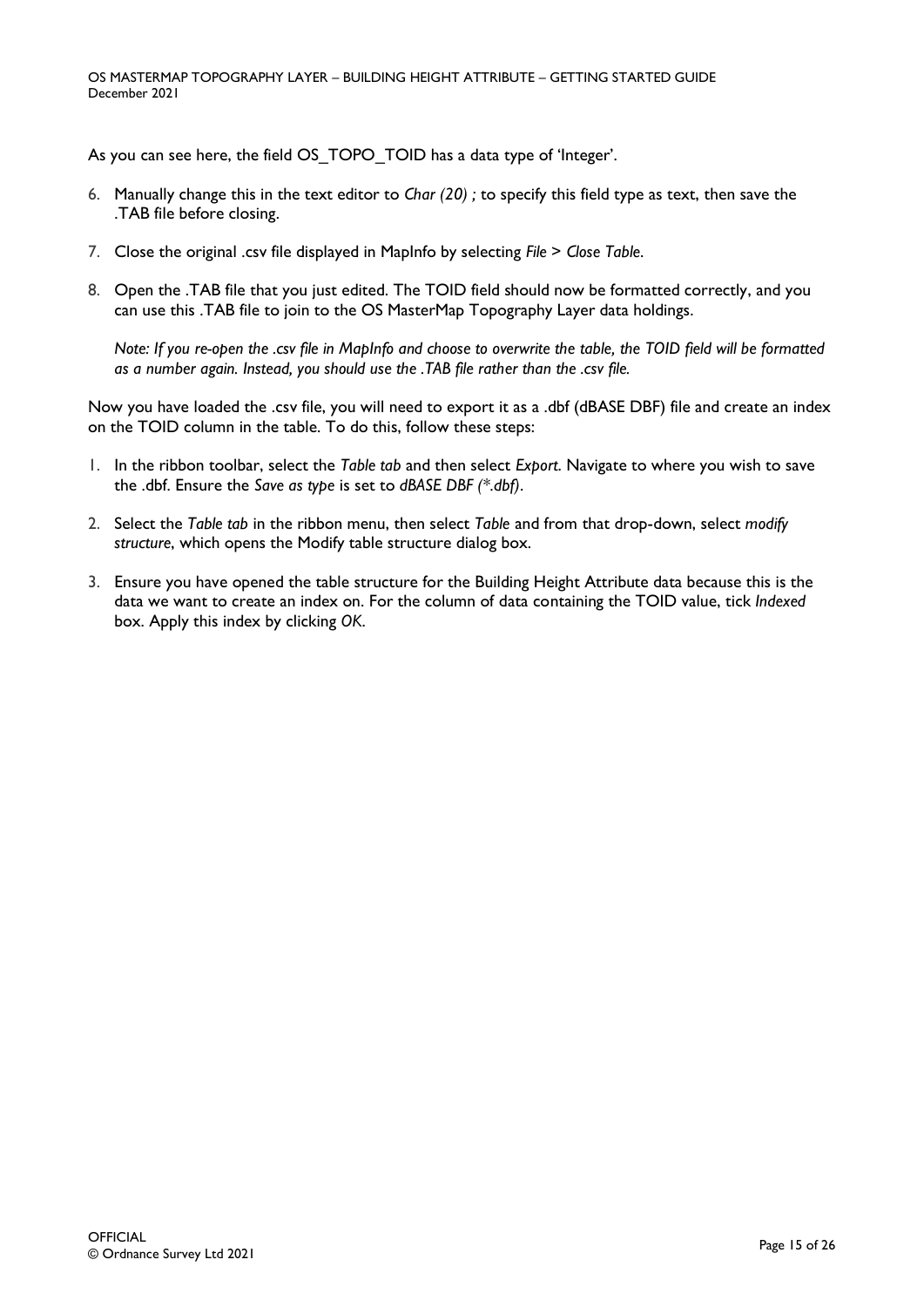As you can see here, the field OS_TOPO_TOID has a data type of 'Integer'.

6. Manually change this in the text editor to *Char (20) ;* to specify this field type as text, then save the .TAB file before closing.
7. Close the original .csv file displayed in MapInfo by selecting *File > Close Table*.
8. Open the .TAB file that you just edited. The TOID field should now be formatted correctly, and you can use this .TAB file to join to the OS MasterMap Topography Layer data holdings.

   *Note: If you re-open the .csv file in MapInfo and choose to overwrite the table, the TOID field will be formatted as a number again. Instead, you should use the .TAB file rather than the .csv file.*

Now you have loaded the .csv file, you will need to export it as a .dbf (dBASE DBF) file and create an index on the TOID column in the table. To do this, follow these steps:

1. In the ribbon toolbar, select the *Table tab* and then select *Export*. Navigate to where you wish to save the .dbf. Ensure the *Save as type* is set to *dBASE DBF (*.dbf)*.
2. Select the *Table tab* in the ribbon menu, then select *Table* and from that drop-down, select *modify structure*, which opens the Modify table structure dialog box.
3. Ensure you have opened the table structure for the Building Height Attribute data because this is the data we want to create an index on. For the column of data containing the TOID value, tick *Indexed* box. Apply this index by clicking *OK*.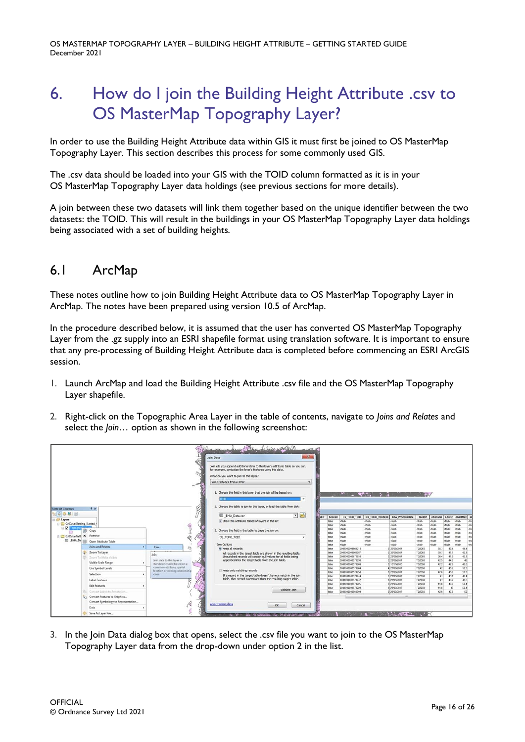# 6. How do I join the Building Height Attribute .csv to OS MasterMap Topography Layer?

In order to use the Building Height Attribute data within GIS it must first be joined to OS MasterMap Topography Layer. This section describes this process for some commonly used GIS.

The .csv data should be loaded into your GIS with the TOID column formatted as it is in your OS MasterMap Topography Layer data holdings (see previous sections for more details).

A join between these two datasets will link them together based on the unique identifier between the two datasets: the TOID. This will result in the buildings in your OS MasterMap Topography Layer data holdings being associated with a set of building heights.

## 6.1 ArcMap

These notes outline how to join Building Height Attribute data to OS MasterMap Topography Layer in ArcMap. The notes have been prepared using version 10.5 of ArcMap.

In the procedure described below, it is assumed that the user has converted OS MasterMap Topography Layer from the .gz supply into an ESRI shapefile format using translation software. It is important to ensure that any pre-processing of Building Height Attribute data is completed before commencing an ESRI ArcGIS session.

1. Launch ArcMap and load the Building Height Attribute .csv file and the OS MasterMap Topography Layer shapefile.

2. Right-click on the Topographic Area Layer in the table of contents, navigate to *Joins and Relates* and select the *Join…* option as shown in the following screenshot:

3. In the Join Data dialog box that opens, select the .csv file you want to join to the OS MasterMap Topography Layer data from the drop-down under option 2 in the list.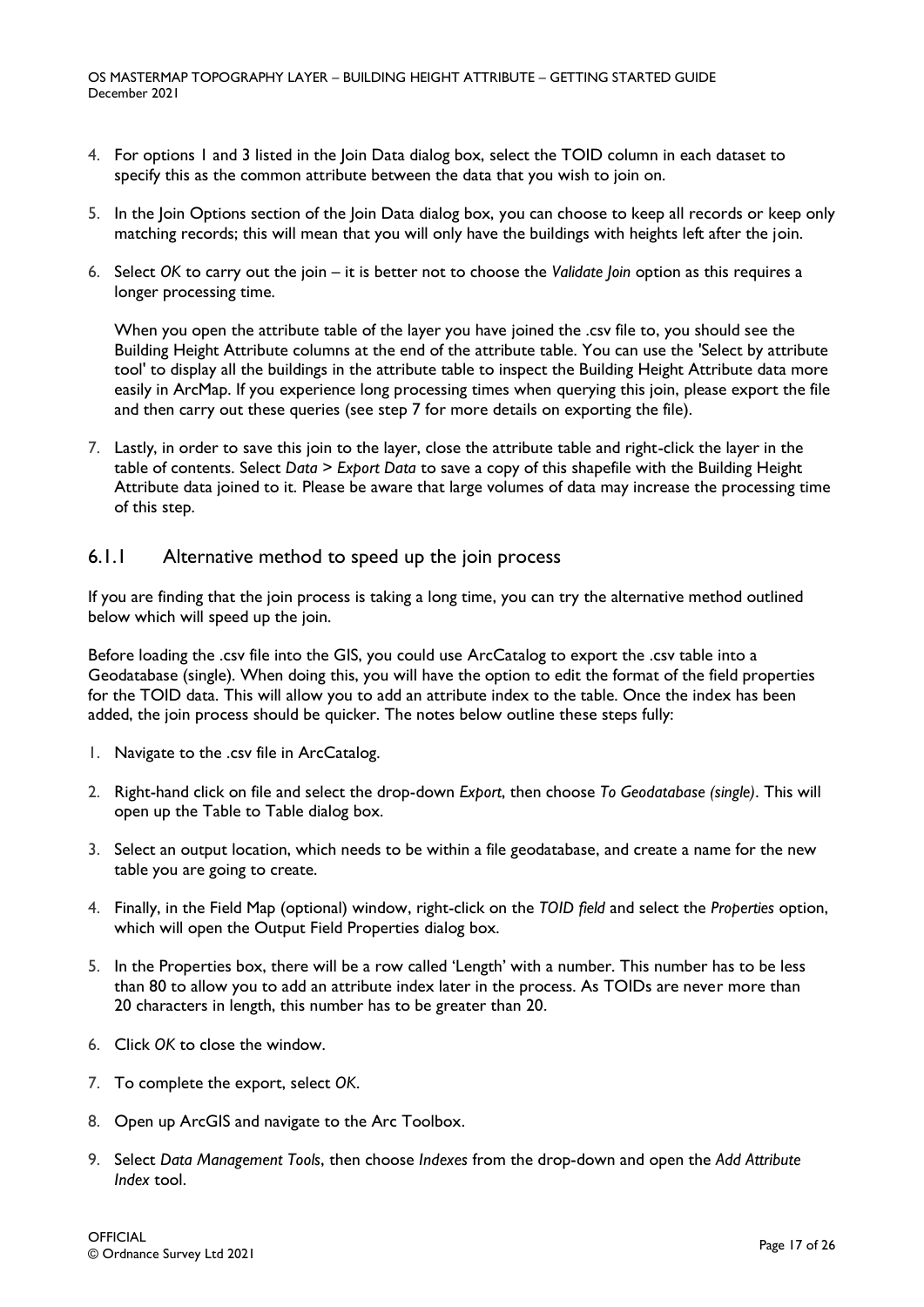4. For options 1 and 3 listed in the Join Data dialog box, select the TOID column in each dataset to specify this as the common attribute between the data that you wish to join on.

5. In the Join Options section of the Join Data dialog box, you can choose to keep all records or keep only matching records; this will mean that you will only have the buildings with heights left after the join.

6. Select *OK* to carry out the join – it is better not to choose the *Validate Join* option as this requires a longer processing time.

   When you open the attribute table of the layer you have joined the .csv file to, you should see the Building Height Attribute columns at the end of the attribute table. You can use the 'Select by attribute tool' to display all the buildings in the attribute table to inspect the Building Height Attribute data more easily in ArcMap. If you experience long processing times when querying this join, please export the file and then carry out these queries (see step 7 for more details on exporting the file).

7. Lastly, in order to save this join to the layer, close the attribute table and right-click the layer in the table of contents. Select *Data > Export Data* to save a copy of this shapefile with the Building Height Attribute data joined to it. Please be aware that large volumes of data may increase the processing time of this step.

### 6.1.1 Alternative method to speed up the join process

If you are finding that the join process is taking a long time, you can try the alternative method outlined below which will speed up the join.

Before loading the .csv file into the GIS, you could use ArcCatalog to export the .csv table into a Geodatabase (single). When doing this, you will have the option to edit the format of the field properties for the TOID data. This will allow you to add an attribute index to the table. Once the index has been added, the join process should be quicker. The notes below outline these steps fully:

1. Navigate to the .csv file in ArcCatalog.

2. Right-hand click on file and select the drop-down *Export*, then choose *To Geodatabase (single)*. This will open up the Table to Table dialog box.

3. Select an output location, which needs to be within a file geodatabase, and create a name for the new table you are going to create.

4. Finally, in the Field Map (optional) window, right-click on the *TOID field* and select the *Properties* option, which will open the Output Field Properties dialog box.

5. In the Properties box, there will be a row called 'Length' with a number. This number has to be less than 80 to allow you to add an attribute index later in the process. As TOIDs are never more than 20 characters in length, this number has to be greater than 20.

6. Click *OK* to close the window.

7. To complete the export, select *OK*.

8. Open up ArcGIS and navigate to the Arc Toolbox.

9. Select *Data Management Tools*, then choose *Indexes* from the drop-down and open the *Add Attribute Index* tool.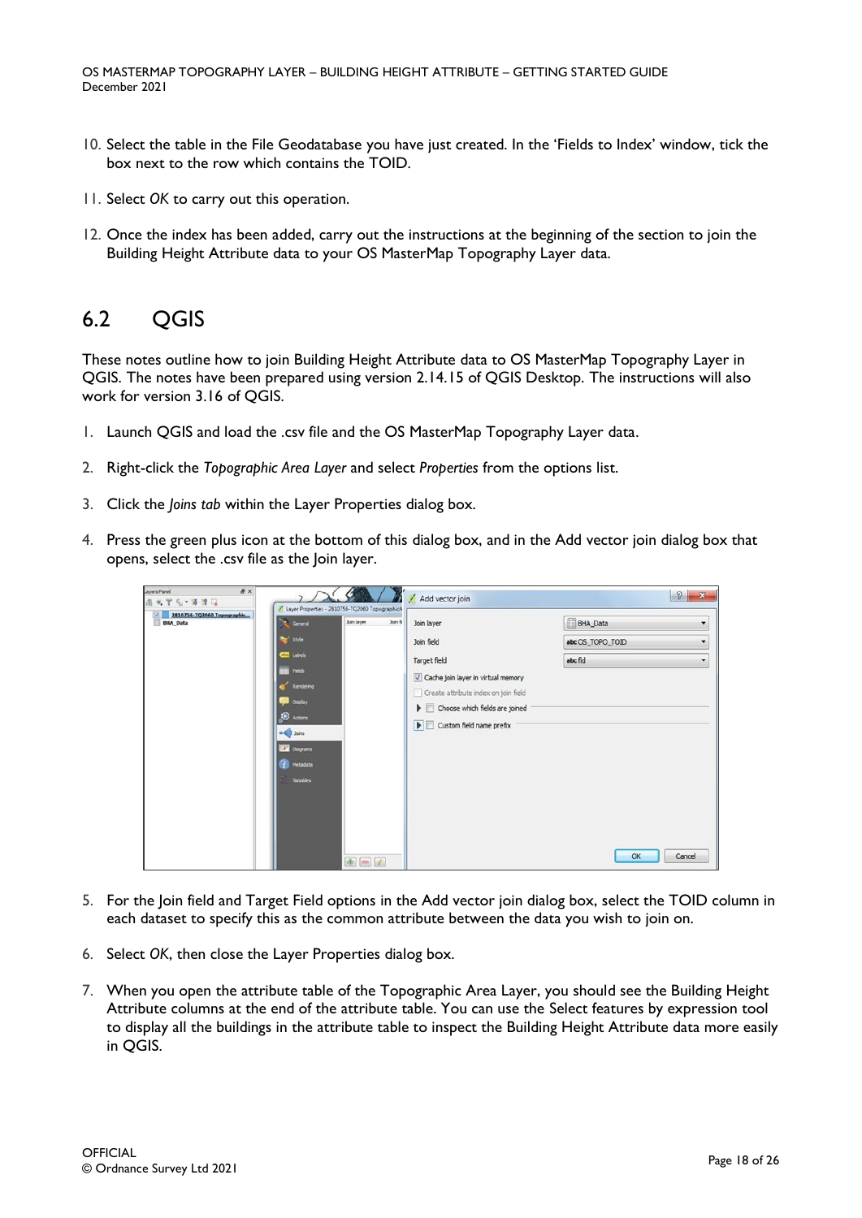10. Select the table in the File Geodatabase you have just created. In the 'Fields to Index' window, tick the box next to the row which contains the TOID.

11. Select *OK* to carry out this operation.

12. Once the index has been added, carry out the instructions at the beginning of the section to join the Building Height Attribute data to your OS MasterMap Topography Layer data.

## 6.2 QGIS

These notes outline how to join Building Height Attribute data to OS MasterMap Topography Layer in QGIS. The notes have been prepared using version 2.14.15 of QGIS Desktop. The instructions will also work for version 3.16 of QGIS.

1. Launch QGIS and load the .csv file and the OS MasterMap Topography Layer data.

2. Right-click the *Topographic Area Layer* and select *Properties* from the options list.

3. Click the *Joins tab* within the Layer Properties dialog box.

4. Press the green plus icon at the bottom of this dialog box, and in the Add vector join dialog box that opens, select the .csv file as the Join layer.

5. For the Join field and Target Field options in the Add vector join dialog box, select the TOID column in each dataset to specify this as the common attribute between the data you wish to join on.

6. Select *OK*, then close the Layer Properties dialog box.

7. When you open the attribute table of the Topographic Area Layer, you should see the Building Height Attribute columns at the end of the attribute table. You can use the Select features by expression tool to display all the buildings in the attribute table to inspect the Building Height Attribute data more easily in QGIS.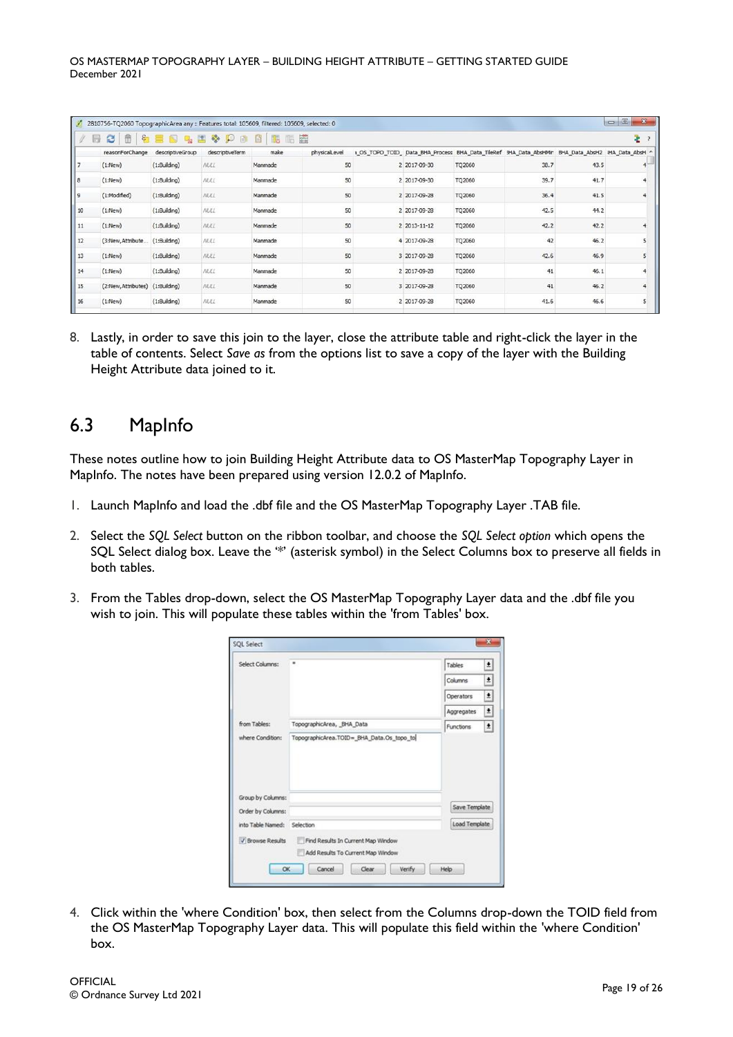8. Lastly, in order to save this join to the layer, close the attribute table and right-click the layer in the table of contents. Select *Save as* from the options list to save a copy of the layer with the Building Height Attribute data joined to it.

## 6.3 MapInfo

These notes outline how to join Building Height Attribute data to OS MasterMap Topography Layer in MapInfo. The notes have been prepared using version 12.0.2 of MapInfo.

1. Launch MapInfo and load the .dbf file and the OS MasterMap Topography Layer .TAB file.

2. Select the *SQL Select* button on the ribbon toolbar, and choose the *SQL Select option* which opens the SQL Select dialog box. Leave the '*' (asterisk symbol) in the Select Columns box to preserve all fields in both tables.

3. From the Tables drop-down, select the OS MasterMap Topography Layer data and the .dbf file you wish to join. This will populate these tables within the 'from Tables' box.

4. Click within the 'where Condition' box, then select from the Columns drop-down the TOID field from the OS MasterMap Topography Layer data. This will populate this field within the 'where Condition' box.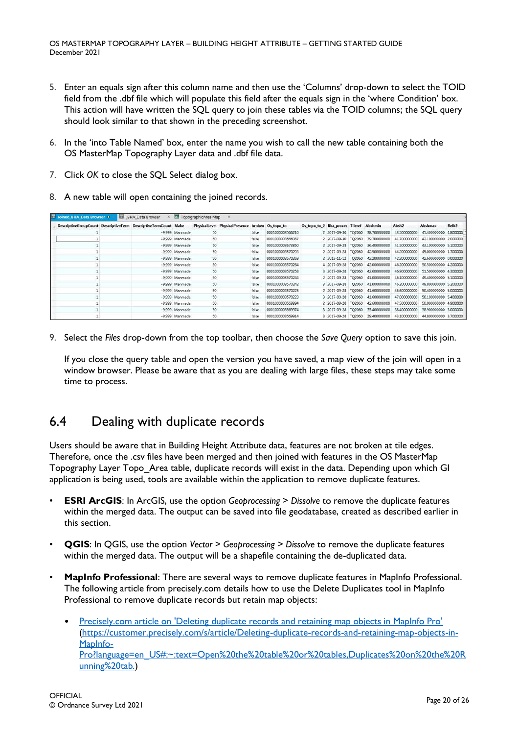5. Enter an equals sign after this column name and then use the 'Columns' drop-down to select the TOID field from the .dbf file which will populate this field after the equals sign in the 'where Condition' box. This action will have written the SQL query to join these tables via the TOID columns; the SQL query should look similar to that shown in the preceding screenshot.

6. In the 'into Table Named' box, enter the name you wish to call the new table containing both the OS MasterMap Topography Layer data and .dbf file data.

7. Click *OK* to close the SQL Select dialog box.

8. A new table will open containing the joined records.

| DescriptiveGroupCount | DescriptiveTerm | DescriptiveTermCount | Make | PhysicalLevel | PhysicalPresence | broken | Os_topo_to | Os_topo_to_2 | Bha_proces | Tileref | Abshmin | Absh2 | Abshmax | Relh2 |
|---|---|---|---|---|---|---|---|---|---|---|---|---|---|---|
| 1 | | -9,999 | Manmade | 50 | | false | 0001000003566210 | 2 | 2017-09-30 | TQ2060 | 38.700000000 | 43.500000000 | 45.400000000 | 4.800000( |
| 1 | | -9,999 | Manmade | 50 | | false | 0001000003566087 | 2 | 2017-09-30 | TQ2060 | 39.700000000 | 41.700000000 | 42.100000000 | 2.000000 |
| 1 | | -9,999 | Manmade | 50 | | false | 0001000003673850 | 2 | 2017-09-28 | TQ2060 | 36.400000000 | 41.500000000 | 43.100000000 | 5.100000 |
| 1 | | -9,999 | Manmade | 50 | | false | 0001000003570293 | 2 | 2017-09-28 | TQ2060 | 42.500000000 | 44.200000000 | 45.000000000 | 1.700000 |
| 1 | | -9,999 | Manmade | 50 | | false | 0001000003570269 | 2 | 2013-11-12 | TQ2060 | 42.200000000 | 42.200000000 | 42.600000000 | 0.000000 |
| 1 | | -9,999 | Manmade | 50 | | false | 0001000003570264 | 4 | 2017-09-28 | TQ2060 | 42.000000000 | 46.200000000 | 50.500000000 | 4.200000 |
| 1 | | -9,999 | Manmade | 50 | | false | 0001000003570258 | 3 | 2017-09-28 | TQ2060 | 42.600000000 | 46.900000000 | 51.500000000 | 4.300000 |
| 1 | | -9,999 | Manmade | 50 | | false | 0001000003570244 | 3 | 2017-09-28 | TQ2060 | 41.000000000 | 46.100000000 | 49.400000000 | 5.100000 |
| 1 | | -9,999 | Manmade | 50 | | false | 0001000003570242 | 3 | 2017-09-28 | TQ2060 | 41.000000000 | 46.200000000 | 48.800000000 | 5.200000 |
| 1 | | -9,999 | Manmade | 50 | | false | 0001000003570225 | 2 | 2017-09-28 | TQ2060 | 41.600000000 | 46.600000000 | 50.400000000 | 5.000000 |
| 1 | | -9,999 | Manmade | 50 | | false | 0001000003570223 | 3 | 2017-09-28 | TQ2060 | 41.600000000 | 47.000000000 | 50.100000000 | 5.400000 |
| 1 | | -9,999 | Manmade | 50 | | false | 0001000003569994 | 2 | 2017-09-28 | TQ2060 | 42.600000000 | 47.500000000 | 50.000000000 | 4.900000 |
| 1 | | -9,999 | Manmade | 50 | | false | 0001000003569974 | 3 | 2017-09-28 | TQ2060 | 35.400000000 | 38.400000000 | 38.900000000 | 3.000000 |
| 1 | | -9,999 | Manmade | 50 | | false | 0001000003569914 | 3 | 2017-09-28 | TQ2060 | 39.400000000 | 43.100000000 | 44.800000000 | 3.700000 |

9. Select the *Files* drop-down from the top toolbar, then choose the *Save Query* option to save this join.

   If you close the query table and open the version you have saved, a map view of the join will open in a window browser. Please be aware that as you are dealing with large files, these steps may take some time to process.

## 6.4 Dealing with duplicate records

Users should be aware that in Building Height Attribute data, features are not broken at tile edges. Therefore, once the .csv files have been merged and then joined with features in the OS MasterMap Topography Layer Topo_Area table, duplicate records will exist in the data. Depending upon which GI application is being used, tools are available within the application to remove duplicate features.

- **ESRI ArcGIS**: In ArcGIS, use the option *Geoprocessing* > *Dissolve* to remove the duplicate features within the merged data. The output can be saved into file geodatabase, created as described earlier in this section.
- **QGIS**: In QGIS, use the option *Vector* > *Geoprocessing* > *Dissolve* to remove the duplicate features within the merged data. The output will be a shapefile containing the de-duplicated data.
- **MapInfo Professional**: There are several ways to remove duplicate features in MapInfo Professional. The following article from precisely.com details how to use the Delete Duplicates tool in MapInfo Professional to remove duplicate records but retain map objects:
  - Precisely.com article on 'Deleting duplicate records and retaining map objects in MapInfo Pro' (https://customer.precisely.com/s/article/Deleting-duplicate-records-and-retaining-map-objects-in-MapInfo-Pro?language=en_US#:~:text=Open%20the%20table%20or%20tables,Duplicates%20on%20the%20Running%20tab.)

OFFICIAL
© Ordnance Survey Ltd 2021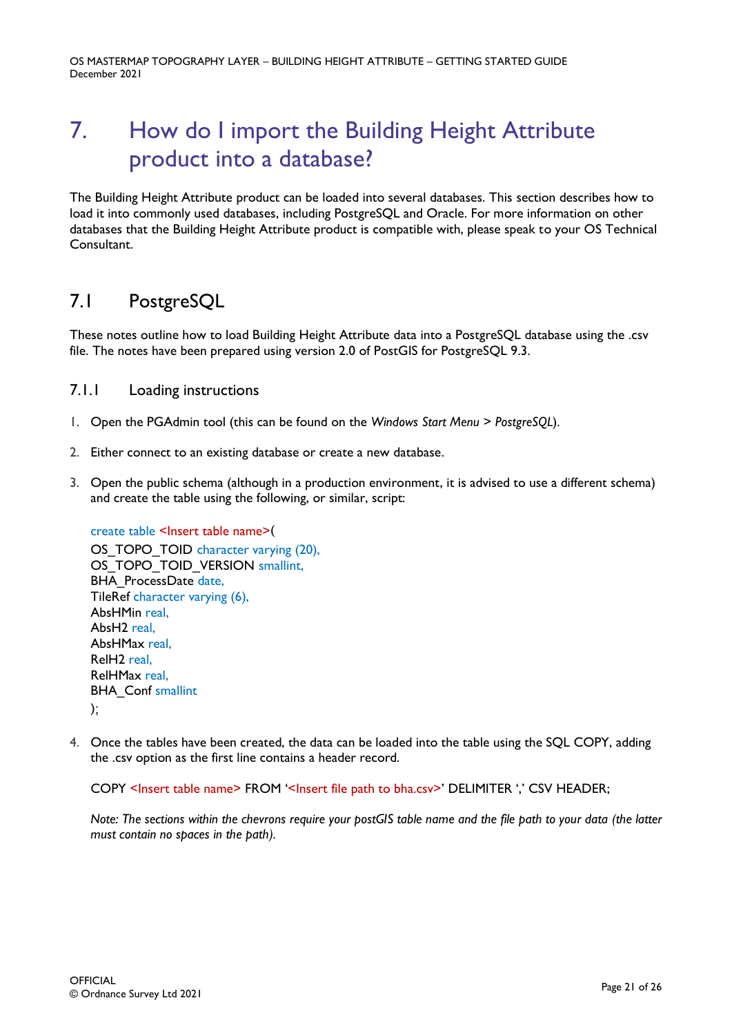# 7. How do I import the Building Height Attribute product into a database?

The Building Height Attribute product can be loaded into several databases. This section describes how to load it into commonly used databases, including PostgreSQL and Oracle. For more information on other databases that the Building Height Attribute product is compatible with, please speak to your OS Technical Consultant.

## 7.1 PostgreSQL

These notes outline how to load Building Height Attribute data into a PostgreSQL database using the .csv file. The notes have been prepared using version 2.0 of PostGIS for PostgreSQL 9.3.

### 7.1.1 Loading instructions

1. Open the PGAdmin tool (this can be found on the *Windows Start Menu* > *PostgreSQL*).

2. Either connect to an existing database or create a new database.

3. Open the public schema (although in a production environment, it is advised to use a different schema) and create the table using the following, or similar, script:

```
create table <Insert table name>(
OS_TOPO_TOID character varying (20),
OS_TOPO_TOID_VERSION smallint,
BHA_ProcessDate date,
TileRef character varying (6),
AbsHMin real,
AbsH2 real,
AbsHMax real,
RelH2 real,
RelHMax real,
BHA_Conf smallint
);
```

4. Once the tables have been created, the data can be loaded into the table using the SQL COPY, adding the .csv option as the first line contains a header record.

```
COPY <Insert table name> FROM '<Insert file path to bha.csv>' DELIMITER ',' CSV HEADER;
```

*Note: The sections within the chevrons require your postGIS table name and the file path to your data (the latter must contain no spaces in the path).*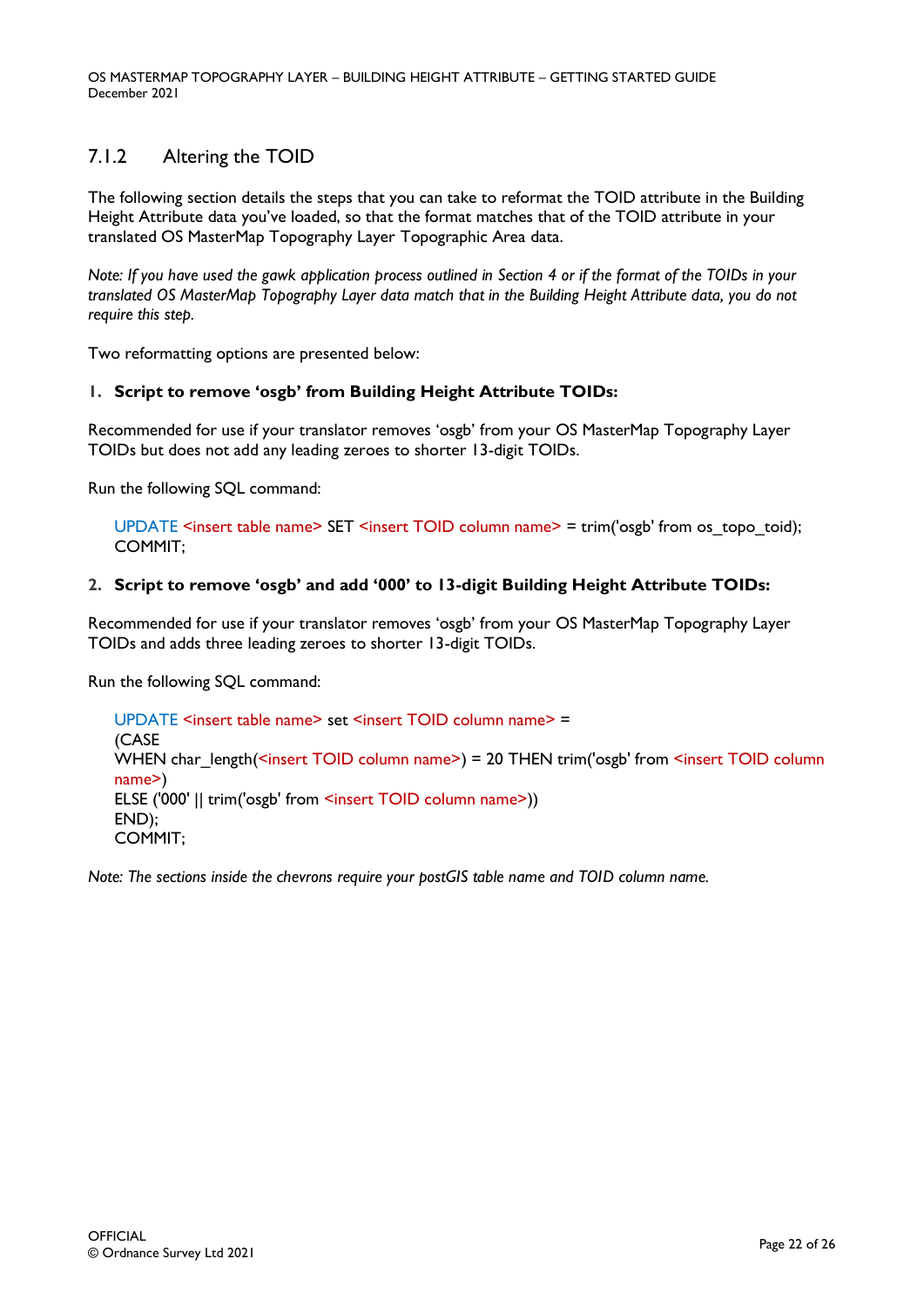### 7.1.2 Altering the TOID

The following section details the steps that you can take to reformat the TOID attribute in the Building Height Attribute data you've loaded, so that the format matches that of the TOID attribute in your translated OS MasterMap Topography Layer Topographic Area data.

*Note: If you have used the gawk application process outlined in Section 4 or if the format of the TOIDs in your translated OS MasterMap Topography Layer data match that in the Building Height Attribute data, you do not require this step.*

Two reformatting options are presented below:

1. **Script to remove 'osgb' from Building Height Attribute TOIDs:**

Recommended for use if your translator removes 'osgb' from your OS MasterMap Topography Layer TOIDs but does not add any leading zeroes to shorter 13-digit TOIDs.

Run the following SQL command:

```
UPDATE <insert table name> SET <insert TOID column name> = trim('osgb' from os_topo_toid);
COMMIT;
```

2. **Script to remove 'osgb' and add '000' to 13-digit Building Height Attribute TOIDs:**

Recommended for use if your translator removes 'osgb' from your OS MasterMap Topography Layer TOIDs and adds three leading zeroes to shorter 13-digit TOIDs.

Run the following SQL command:

```
UPDATE <insert table name> set <insert TOID column name> =
(CASE
WHEN char_length(<insert TOID column name>) = 20 THEN trim('osgb' from <insert TOID column name>)
ELSE ('000' || trim('osgb' from <insert TOID column name>))
END);
COMMIT;
```

*Note: The sections inside the chevrons require your postGIS table name and TOID column name.*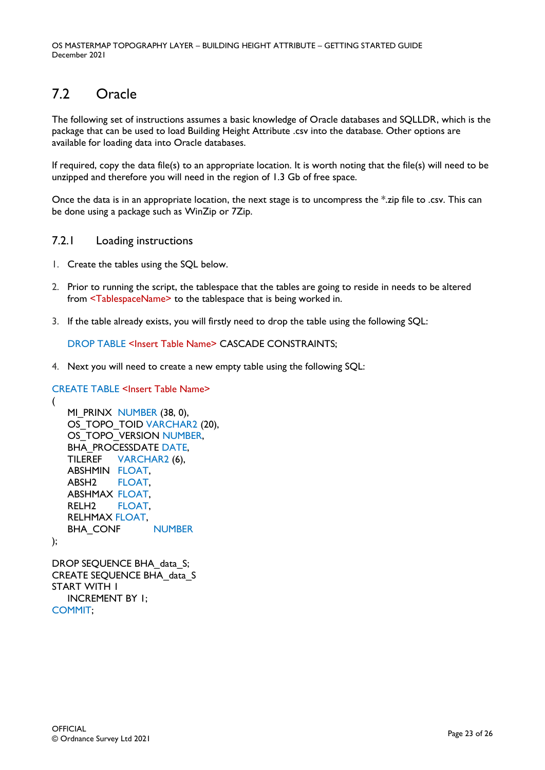## 7.2 Oracle

The following set of instructions assumes a basic knowledge of Oracle databases and SQLLDR, which is the package that can be used to load Building Height Attribute .csv into the database. Other options are available for loading data into Oracle databases.

If required, copy the data file(s) to an appropriate location. It is worth noting that the file(s) will need to be unzipped and therefore you will need in the region of 1.3 Gb of free space.

Once the data is in an appropriate location, the next stage is to uncompress the *.zip file to .csv. This can be done using a package such as WinZip or 7Zip.

### 7.2.1 Loading instructions

1. Create the tables using the SQL below.

2. Prior to running the script, the tablespace that the tables are going to reside in needs to be altered from <TablespaceName> to the tablespace that is being worked in.

3. If the table already exists, you will firstly need to drop the table using the following SQL:

   ```
   DROP TABLE <Insert Table Name> CASCADE CONSTRAINTS;
   ```

4. Next you will need to create a new empty table using the following SQL:

```
CREATE TABLE <Insert Table Name>
(
    MI_PRINX  NUMBER (38, 0),
    OS_TOPO_TOID VARCHAR2 (20),
    OS_TOPO_VERSION NUMBER,
    BHA_PROCESSDATE DATE,
    TILEREF     VARCHAR2 (6),
    ABSHMIN   FLOAT,
    ABSH2       FLOAT,
    ABSHMAX  FLOAT,
    RELH2       FLOAT,
    RELHMAX FLOAT,
    BHA_CONF         NUMBER
);

DROP SEQUENCE BHA_data_S;
CREATE SEQUENCE BHA_data_S
START WITH 1
    INCREMENT BY 1;
COMMIT;
```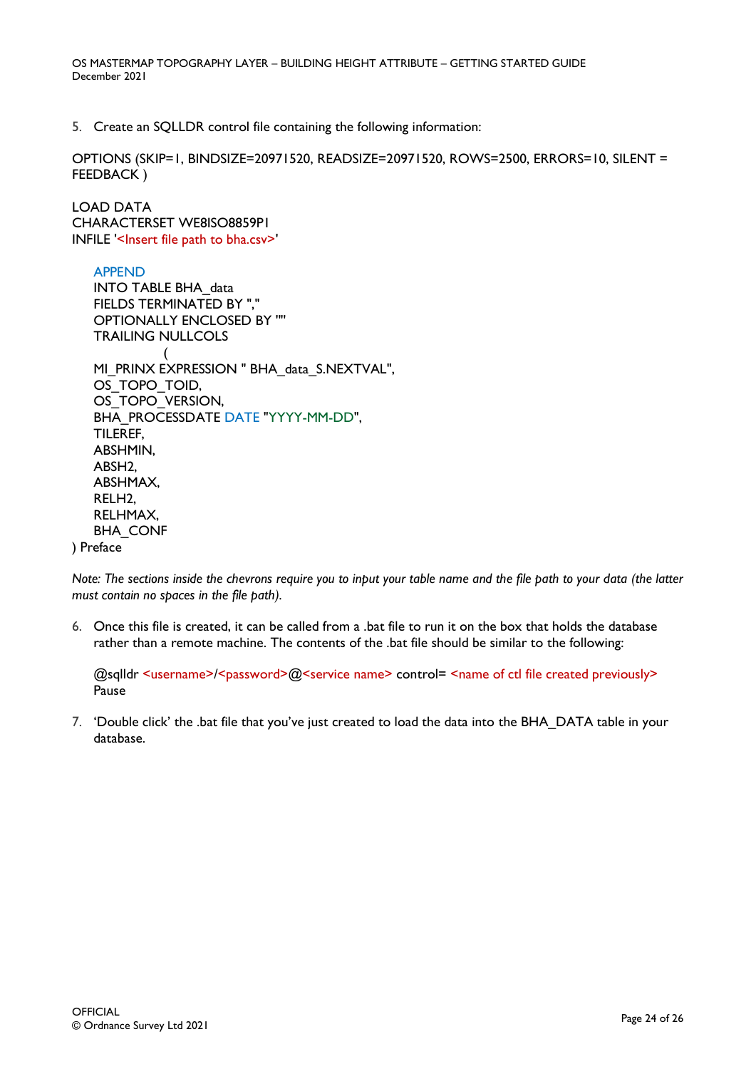5. Create an SQLLDR control file containing the following information:

```
OPTIONS (SKIP=1, BINDSIZE=20971520, READSIZE=20971520, ROWS=2500, ERRORS=10, SILENT =
FEEDBACK )

LOAD DATA
CHARACTERSET WE8ISO8859P1
INFILE '<Insert file path to bha.csv>'

    APPEND
    INTO TABLE BHA_data
    FIELDS TERMINATED BY ","
    OPTIONALLY ENCLOSED BY '"'
    TRAILING NULLCOLS
                (
    MI_PRINX EXPRESSION " BHA_data_S.NEXTVAL",
    OS_TOPO_TOID,
    OS_TOPO_VERSION,
    BHA_PROCESSDATE DATE "YYYY-MM-DD",
    TILEREF,
    ABSHMIN,
    ABSH2,
    ABSHMAX,
    RELH2,
    RELHMAX,
    BHA_CONF
) Preface
```

*Note: The sections inside the chevrons require you to input your table name and the file path to your data (the latter must contain no spaces in the file path).*

6. Once this file is created, it can be called from a .bat file to run it on the box that holds the database rather than a remote machine. The contents of the .bat file should be similar to the following:

```
@sqlldr <username>/<password>@<service name> control= <name of ctl file created previously>
Pause
```

7. 'Double click' the .bat file that you've just created to load the data into the BHA_DATA table in your database.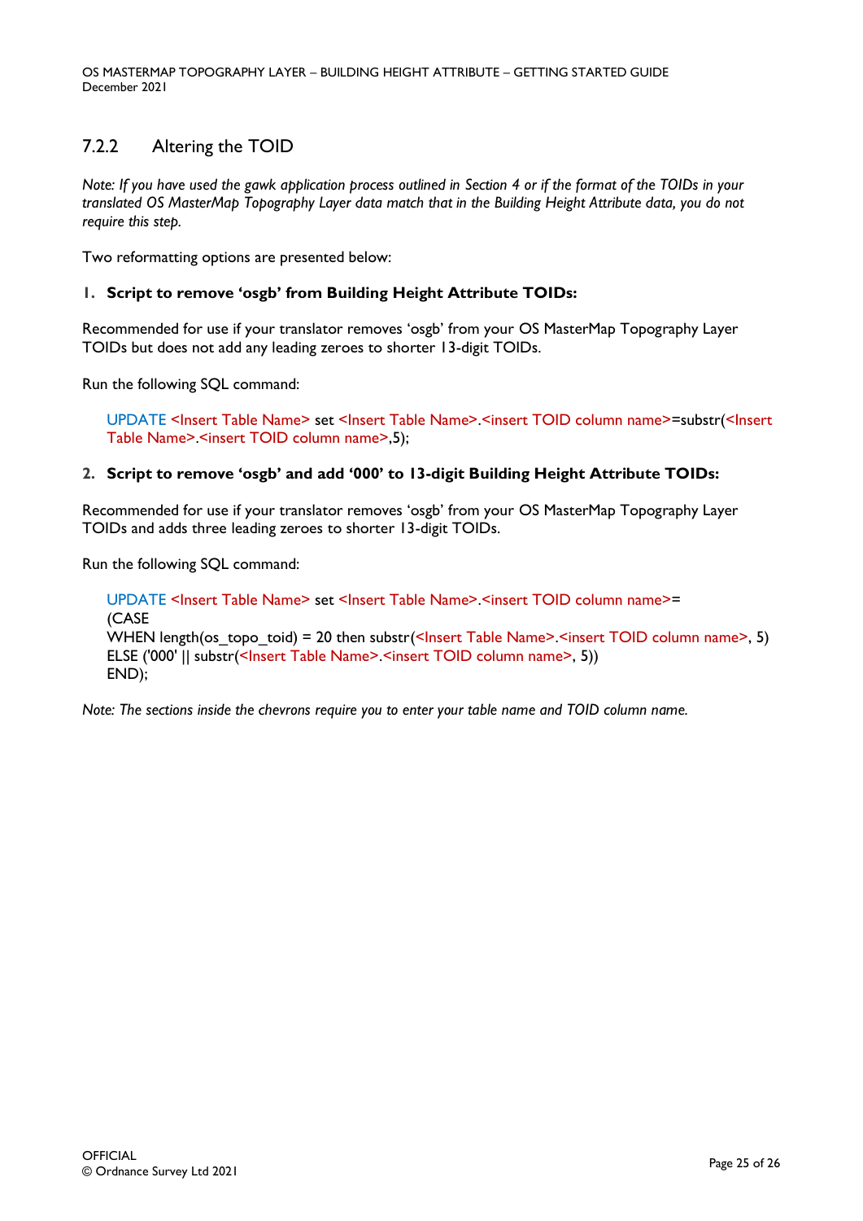### 7.2.2 Altering the TOID

*Note: If you have used the gawk application process outlined in Section 4 or if the format of the TOIDs in your translated OS MasterMap Topography Layer data match that in the Building Height Attribute data, you do not require this step.*

Two reformatting options are presented below:

1. **Script to remove 'osgb' from Building Height Attribute TOIDs:**

Recommended for use if your translator removes 'osgb' from your OS MasterMap Topography Layer TOIDs but does not add any leading zeroes to shorter 13-digit TOIDs.

Run the following SQL command:

```
UPDATE <Insert Table Name> set <Insert Table Name>.<insert TOID column name>=substr(<Insert Table Name>.<insert TOID column name>,5);
```

2. **Script to remove 'osgb' and add '000' to 13-digit Building Height Attribute TOIDs:**

Recommended for use if your translator removes 'osgb' from your OS MasterMap Topography Layer TOIDs and adds three leading zeroes to shorter 13-digit TOIDs.

Run the following SQL command:

```
UPDATE <Insert Table Name> set <Insert Table Name>.<insert TOID column name>=
(CASE
WHEN length(os_topo_toid) = 20 then substr(<Insert Table Name>.<insert TOID column name>, 5)
ELSE ('000' || substr(<Insert Table Name>.<insert TOID column name>, 5))
END);
```

*Note: The sections inside the chevrons require you to enter your table name and TOID column name.*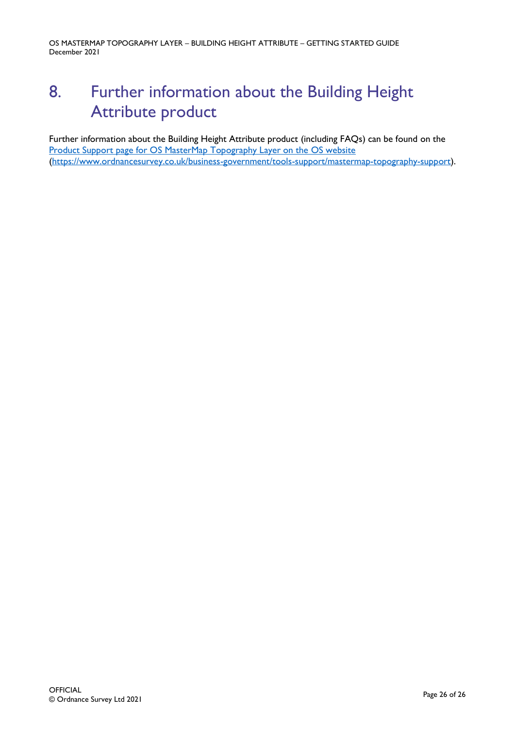# 8. Further information about the Building Height Attribute product

Further information about the Building Height Attribute product (including FAQs) can be found on the [Product Support page for OS MasterMap Topography Layer on the OS website](https://www.ordnancesurvey.co.uk/business-government/tools-support/mastermap-topography-support) (https://www.ordnancesurvey.co.uk/business-government/tools-support/mastermap-topography-support).